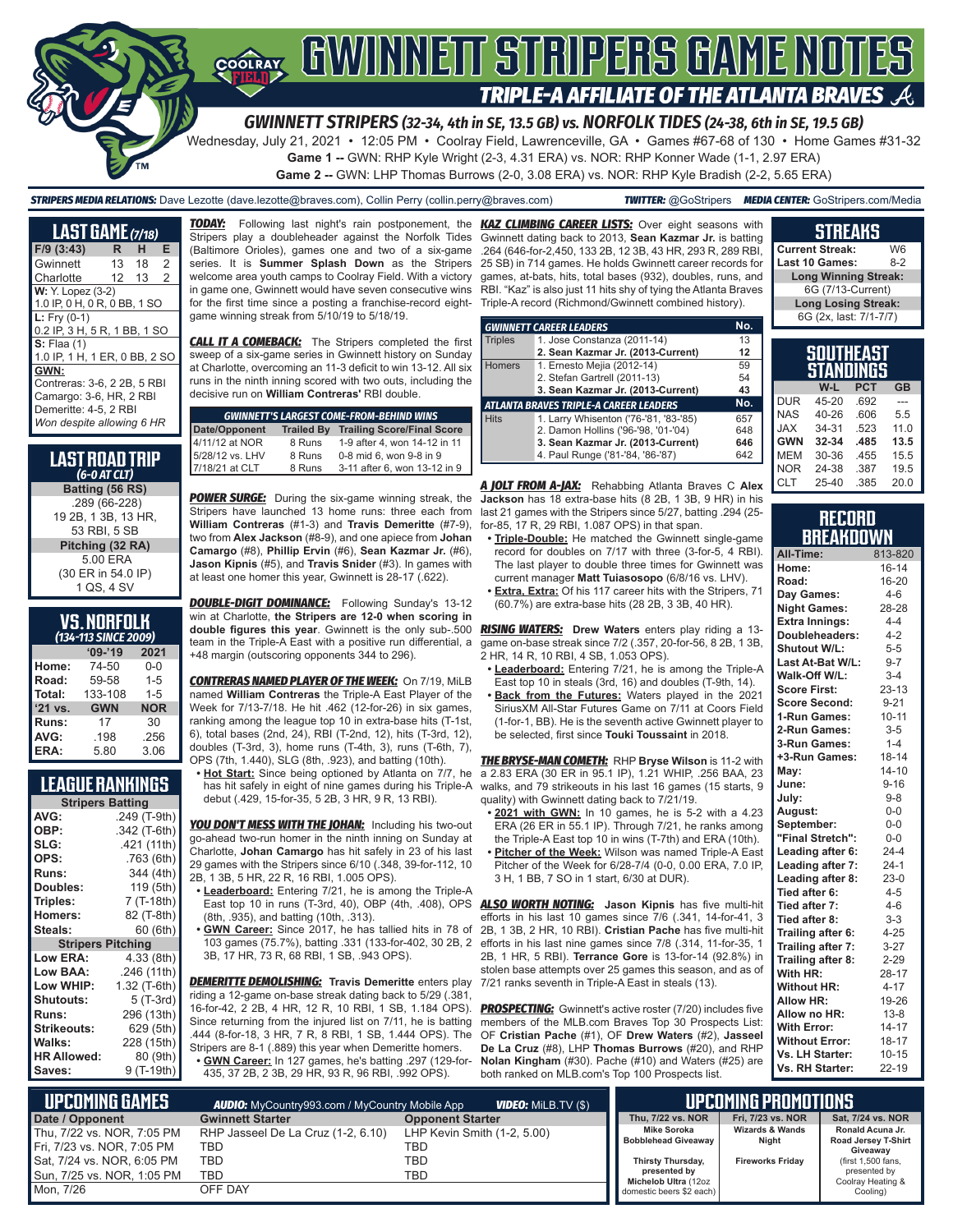# GWINNETT STRIPERS GAME NOTES

## TRIPLE-A AFFILIATE OF THE ATLANTA BRAVES

### GWINNETT STRIPERS (32-34, 4th in SE, 13.5 GB) vs. NORFOLK TIDES (24-38, 6th in SE, 19.5 GB)

Wednesday, July 21, 2021 • 12:05 PM • Coolray Field, Lawrenceville, GA • Games #67-68 of 130 • Home Games #31-32

**Game 1 --** GWN: RHP Kyle Wright (2-3, 4.31 ERA) vs. NOR: RHP Konner Wade (1-1, 2.97 ERA)

**Game 2 --** GWN: LHP Thomas Burrows (2-0, 3.08 ERA) vs. NOR: RHP Kyle Bradish (2-2, 5.65 ERA)

***STRIPERS MEDIA RELATIONS:*** Dave Lezotte (dave.lezotte@braves.com), Collin Perry (collin.perry@braves.com) ***TWITTER:*** @GoStripers ***MEDIA CENTER:*** GoStripers.com/Media

## LAST GAME (7/18)

| F/9 (3:43) | R | H | E |
|---|---|---|---|
| Gwinnett | 13 | 18 | 2 |
| Charlotte | 12 | 13 | 2 |

**W:** Y. Lopez (3-2)
1.0 IP, 0 H, 0 R, 0 BB, 1 SO

**L:** Fry (0-1)
0.2 IP, 3 H, 5 R, 1 BB, 1 SO

**S:** Flaa (1)
1.0 IP, 1 H, 1 ER, 0 BB, 2 SO

**GWN:**
Contreras: 3-6, 2 2B, 5 RBI
Camargo: 3-6, HR, 2 RBI
Demeritte: 4-5, 2 RBI
*Won despite allowing 6 HR*

## LAST ROAD TRIP
*(6-0 AT CLT)*

**Batting (56 RS)**
.289 (66-228)
19 2B, 1 3B, 13 HR,
53 RBI, 5 SB

**Pitching (32 RA)**
5.00 ERA
(30 ER in 54.0 IP)
1 QS, 4 SV

## VS. NORFOLK
*(134-113 SINCE 2009)*

| | '09-'19 | 2021 |
|---|---|---|
| Home: | 74-50 | 0-0 |
| Road: | 59-58 | 1-5 |
| Total: | 133-108 | 1-5 |
| '21 vs. | GWN | NOR |
| Runs: | 17 | 30 |
| AVG: | .198 | .256 |
| ERA: | 5.80 | 3.06 |

## LEAGUE RANKINGS

| Stripers Batting | |
|---|---|
| AVG: | .249 (T-9th) |
| OBP: | .342 (T-6th) |
| SLG: | .421 (11th) |
| OPS: | .763 (6th) |
| Runs: | 344 (4th) |
| Doubles: | 119 (5th) |
| Triples: | 7 (T-18th) |
| Homers: | 82 (T-8th) |
| Steals: | 60 (6th) |
| **Stripers Pitching** | |
| Low ERA: | 4.33 (8th) |
| Low BAA: | .246 (11th) |
| Low WHIP: | 1.32 (T-6th) |
| Shutouts: | 5 (T-3rd) |
| Runs: | 296 (13th) |
| Strikeouts: | 629 (5th) |
| Walks: | 228 (15th) |
| HR Allowed: | 80 (9th) |
| Saves: | 9 (T-19th) |

***TODAY:*** Following last night's rain postponement, the Stripers play a doubleheader against the Norfolk Tides (Baltimore Orioles), games one and two of a six-game series. It is **Summer Splash Down** as the Stripers welcome area youth camps to Coolray Field. With a victory in game one, Gwinnett would have seven consecutive wins for the first time since a posting a franchise-record eight-game winning streak from 5/10/19 to 5/18/19.

***CALL IT A COMEBACK:*** The Stripers completed the first sweep of a six-game series in Gwinnett history on Sunday at Charlotte, overcoming an 11-3 deficit to win 13-12. All six runs in the ninth inning scored with two outs, including the decisive run on **William Contreras'** RBI double.

| GWINNETT'S LARGEST COME-FROM-BEHIND WINS | | |
|---|---|---|
| **Date/Opponent** | **Trailed By** | **Trailing Score/Final Score** |
| 4/11/12 at NOR | 8 Runs | 1-9 after 4, won 14-12 in 11 |
| 5/28/12 vs. LHV | 8 Runs | 0-8 mid 6, won 9-8 in 9 |
| 7/18/21 at CLT | 8 Runs | 3-11 after 6, won 13-12 in 9 |

***POWER SURGE:*** During the six-game winning streak, the Stripers have launched 13 home runs: three each from **William Contreras** (#1-3) and **Travis Demeritte** (#7-9), two from **Alex Jackson** (#8-9), and one apiece from **Johan Camargo** (#8), **Phillip Ervin** (#6), **Sean Kazmar Jr.** (#6), **Jason Kipnis** (#5), and **Travis Snider** (#3). In games with at least one home run this year, Gwinnett is 28-17 (.622).

***DOUBLE-DIGIT DOMINANCE:*** Following Sunday's 13-12 win at Charlotte, **the Stripers are 12-0 when scoring in double figures this year**. Gwinnett is the only sub-.500 team in the Triple-A East with a positive run differential, a +48 margin (outscoring opponents 344 to 296).

***CONTRERAS NAMED PLAYER OF THE WEEK:*** On 7/19, MiLB named **William Contreras** the Triple-A East Player of the Week for 7/13-7/18. He hit .462 (12-for-26) in six games, ranking among the league top 10 in extra-base hits (T-1st, 6), total bases (2nd, 24), RBI (T-2nd, 12), hits (T-3rd, 12), doubles (T-3rd, 3), home runs (T-4th, 3), runs (T-6th, 7), OPS (7th, 1.440), SLG (8th, .923), and batting (10th).

- **Hot Start:** Since being optioned by Atlanta on 7/7, he has hit safely in eight of nine games during his Triple-A debut (.429, 15-for-35, 5 2B, 3 HR, 9 R, 13 RBI).

***YOU DON'T MESS WITH THE JOHAN:*** Including his two-out go-ahead two-run homer in the ninth inning on Sunday at Charlotte, **Johan Camargo** has hit safely in 23 of his last 29 games with the Stripers since 6/10 (.348, 39-for-112, 10 2B, 1 3B, 5 HR, 22 R, 16 RBI, 1.005 OPS).

- **Leaderboard:** Entering 7/21, he is among the Triple-A East top 10 in runs (T-3rd, 40), OBP (4th, .408), OPS (8th, .935), and batting (10th, .313).
- **GWN Career:** Since 2017, he has tallied hits in 78 of 103 games (75.7%), batting .331 (133-for-402, 30 2B, 2 3B, 17 HR, 73 R, 68 RBI, 1 SB, .943 OPS).

***DEMERITTE DEMOLISHING:*** **Travis Demeritte** enters play riding a 12-game on-base streak dating back to 5/29 (.381, 16-for-42, 2 2B, 4 HR, 12 R, 10 RBI, 1 SB, 1.184 OPS). Since returning from the injured list on 7/11, he is batting .444 (8-for-18, 3 HR, 7 R, 8 RBI, 1 SB, 1.444 OPS). The Stripers are 8-1 (.889) this year when Demeritte homers.

- **GWN Career:** In 127 games, he's batting .297 (129-for-435, 37 2B, 2 3B, 29 HR, 93 R, 96 RBI, .992 OPS).

***KAZ CLIMBING CAREER LISTS:*** Over eight seasons with Gwinnett dating back to 2013, **Sean Kazmar Jr.** is batting .264 (646-for-2,450, 133 2B, 12 3B, 43 HR, 293 R, 289 RBI, 25 SB) in 714 games. He holds Gwinnett career records for games, at-bats, hits, total bases (932), doubles, runs, and RBI. "Kaz" is also just 11 hits shy of tying the Atlanta Braves Triple-A record (Richmond/Gwinnett combined history).

| GWINNETT CAREER LEADERS | | No. |
|---|---|---|
| Triples | 1. Jose Constanza (2011-14) | 13 |
| | **2. Sean Kazmar Jr. (2013-Current)** | **12** |
| Homers | 1. Ernesto Mejia (2012-14) | 59 |
| | 2. Stefan Gartrell (2011-13) | 54 |
| | **3. Sean Kazmar Jr. (2013-Current)** | **43** |
| **ATLANTA BRAVES TRIPLE-A CAREER LEADERS** | | **No.** |
| Hits | 1. Larry Whisenton ('76-'81, '83-'85) | 657 |
| | 2. Damon Hollins ('96-'98, '01-'04) | 648 |
| | **3. Sean Kazmar Jr. (2013-Current)** | **646** |
| | 4. Paul Runge ('81-'84, '86-'87) | 642 |

***A JOLT FROM A-JAX:*** Rehabbing Atlanta Braves C **Alex Jackson** has 18 extra-base hits (8 2B, 1 3B, 9 HR) in his last 21 games with the Stripers since 5/27, batting .294 (25-for-85, 17 R, 29 RBI, 1.087 OPS) in that span.

- **Triple-Double:** He matched the Gwinnett single-game record for doubles on 7/17 with three (3-for-5, 4 RBI). The last player to double three times for Gwinnett was current manager **Matt Tuiasosopo** (6/8/16 vs. LHV).
- **Extra, Extra:** Of his 117 career hits with the Stripers, 71 (60.7%) are extra-base hits (28 2B, 3 3B, 40 HR).

***RISING WATERS:*** **Drew Waters** enters play riding a 13-game on-base streak since 7/2 (.357, 20-for-56, 8 2B, 1 3B, 2 HR, 14 R, 10 RBI, 4 SB, 1.053 OPS).

- **Leaderboard:** Entering 7/21, he is among the Triple-A East top 10 in steals (3rd, 16) and doubles (T-9th, 14).
- **Back from the Futures:** Waters played in the 2021 SiriusXM All-Star Futures Game on 7/11 at Coors Field (1-for-1, BB). He is the seventh active Gwinnett player to be selected, first since **Touki Toussaint** in 2018.

***THE BRYSE-MAN COMETH:*** RHP **Bryse Wilson** is 11-2 with a 2.83 ERA (30 ER in 95.1 IP), 1.21 WHIP, .256 BAA, 23 walks, and 79 strikeouts in his last 16 games (15 starts, 9 quality) with Gwinnett dating back to 7/21/19.

- **2021 with GWN:** In 10 games, he is 5-2 with a 4.23 ERA (26 ER in 55.1 IP). Through 7/21, he ranks among the Triple-A East top 10 in wins (T-7th) and ERA (10th).
- **Pitcher of the Week:** Wilson was named Triple-A East Pitcher of the Week for 6/28-7/4 (0-0, 0.00 ERA, 7.0 IP, 3 H, 1 BB, 7 SO in 1 start, 6/30 at DUR).

***ALSO WORTH NOTING:*** **Jason Kipnis** has five multi-hit efforts in his last 10 games since 7/6 (.341, 14-for-41, 3 2B, 1 3B, 2 HR, 10 RBI). **Cristian Pache** has five multi-hit efforts in his last nine games since 7/8 (.314, 11-for-35, 1 2B, 1 HR, 5 RBI). **Terrance Gore** is 13-for-14 (92.8%) in stolen base attempts over 25 games this season, and as of 7/21 ranks seventh in Triple-A East in steals (13).

***PROSPECTING:*** Gwinnett's active roster (7/20) includes five members of the MLB.com Braves Top 30 Prospects List: OF **Cristian Pache** (#1), OF **Drew Waters** (#2), **Jasseel De La Cruz** (#8), LHP **Thomas Burrows** (#20), and RHP **Nolan Kingham** (#30). Pache (#10) and Waters (#25) are both ranked on MLB.com's Top 100 Prospects list.

## STREAKS

| | |
|---|---|
| Current Streak: | W6 |
| Last 10 Games: | 8-2 |
| **Long Winning Streak:** | |
| 6G (7/13-Current) | |
| **Long Losing Streak:** | |
| 6G (2x, last: 7/1-7/7) | |

## SOUTHEAST STANDINGS

| | W-L | PCT | GB |
|---|---|---|---|
| DUR | 45-20 | .692 | --- |
| NAS | 40-26 | .606 | 5.5 |
| JAX | 34-31 | .523 | 11.0 |
| **GWN** | **32-34** | **.485** | **13.5** |
| MEM | 30-36 | .455 | 15.5 |
| NOR | 24-38 | .387 | 19.5 |
| CLT | 25-40 | .385 | 20.0 |

## RECORD BREAKDOWN

| | |
|---|---|
| All-Time: | 813-820 |
| Home: | 16-14 |
| Road: | 16-20 |
| Day Games: | 4-6 |
| Night Games: | 28-28 |
| Extra Innings: | 4-4 |
| Doubleheaders: | 4-2 |
| Shutout W/L: | 5-5 |
| Last At-Bat W/L: | 9-7 |
| Walk-Off W/L: | 3-4 |
| Score First: | 23-13 |
| Score Second: | 9-21 |
| 1-Run Games: | 10-11 |
| 2-Run Games: | 3-5 |
| 3-Run Games: | 1-4 |
| +3-Run Games: | 18-14 |
| May: | 14-10 |
| June: | 9-16 |
| July: | 9-8 |
| August: | 0-0 |
| September: | 0-0 |
| "Final Stretch": | 0-0 |
| Leading after 6: | 24-4 |
| Leading after 7: | 24-1 |
| Leading after 8: | 23-0 |
| Tied after 6: | 4-5 |
| Tied after 7: | 4-6 |
| Tied after 8: | 3-3 |
| Trailing after 6: | 4-25 |
| Trailing after 7: | 3-27 |
| Trailing after 8: | 2-29 |
| With HR: | 28-17 |
| Without HR: | 4-17 |
| Allow HR: | 19-26 |
| Allow no HR: | 13-8 |
| With Error: | 14-17 |
| Without Error: | 18-17 |
| Vs. LH Starter: | 10-15 |
| Vs. RH Starter: | 22-19 |

## UPCOMING GAMES

***AUDIO:*** MyCountry993.com / MyCountry Mobile App ***VIDEO:*** MiLB.TV ($)

| Date / Opponent | Gwinnett Starter | Opponent Starter |
|---|---|---|
| Thu, 7/22 vs. NOR, 7:05 PM | RHP Jasseel De La Cruz (1-2, 6.10) | LHP Kevin Smith (1-2, 5.00) |
| Fri, 7/23 vs. NOR, 7:05 PM | TBD | TBD |
| Sat, 7/24 vs. NOR, 6:05 PM | TBD | TBD |
| Sun, 7/25 vs. NOR, 1:05 PM | TBD | TBD |
| Mon, 7/26 | OFF DAY | |

## UPCOMING PROMOTIONS

| Thu, 7/22 vs. NOR | Fri, 7/23 vs. NOR | Sat, 7/24 vs. NOR |
|---|---|---|
| Mike Soroka Bobblehead Giveaway | Wizards & Wands Night | Ronald Acuna Jr. Road Jersey T-Shirt Giveaway |
| Thirsty Thursday, presented by Michelob Ultra (12oz domestic beers $2 each) | Fireworks Friday | (first 1,500 fans, presented by Coolray Heating & Cooling) |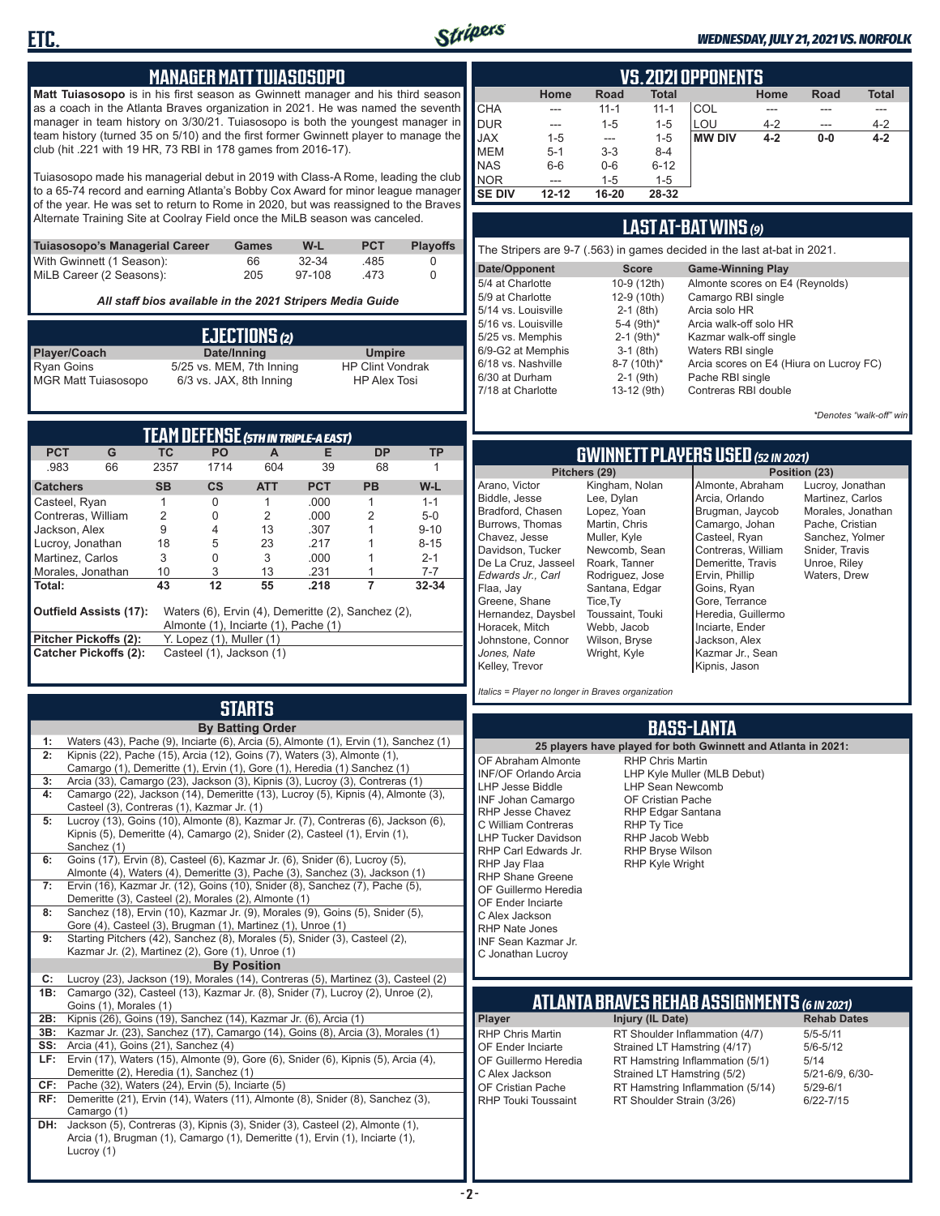## MANAGER MATT TUIASOSOPO

**Matt Tuiasosopo** is in his first season as Gwinnett manager and his third season as a coach in the Atlanta Braves organization in 2021. He was named the seventh manager in team history on 3/30/21. Tuiasosopo is both the youngest manager in team history (turned 35 on 5/10) and the first former Gwinnett player to manage the club (hit .221 with 19 HR, 73 RBI in 178 games from 2016-17).

Tuiasosopo made his managerial debut in 2019 with Class-A Rome, leading the club to a 65-74 record and earning Atlanta's Bobby Cox Award for minor league manager of the year. He was set to return to Rome in 2020, but was reassigned to the Braves Alternate Training Site at Coolray Field once the MiLB season was canceled.

| Tuiasosopo's Managerial Career | Games | W-L | PCT | Playoffs |
|---|---|---|---|---|
| With Gwinnett (1 Season): | 66 | 32-34 | .485 | 0 |
| MiLB Career (2 Seasons): | 205 | 97-108 | .473 | 0 |

*All staff bios available in the 2021 Stripers Media Guide*

## EJECTIONS (2)

| Player/Coach | Date/Inning | Umpire |
|---|---|---|
| Ryan Goins | 5/25 vs. MEM, 7th Inning | HP Clint Vondrak |
| MGR Matt Tuiasosopo | 6/3 vs. JAX, 8th Inning | HP Alex Tosi |

## TEAM DEFENSE (5TH IN TRIPLE-A EAST)

| PCT | G | TC | PO | A | E | DP | TP |
|---|---|---|---|---|---|---|---|
| .983 | 66 | 2357 | 1714 | 604 | 39 | 68 | 1 |

| Catchers | SB | CS | ATT | PCT | PB | W-L |
|---|---|---|---|---|---|---|
| Casteel, Ryan | 1 | 0 | 1 | .000 | 1 | 1-1 |
| Contreras, William | 2 | 0 | 2 | .000 | 2 | 5-0 |
| Jackson, Alex | 9 | 4 | 13 | .307 | 1 | 9-10 |
| Lucroy, Jonathan | 18 | 5 | 23 | .217 | 1 | 8-15 |
| Martinez, Carlos | 3 | 0 | 3 | .000 | 1 | 2-1 |
| Morales, Jonathan | 10 | 3 | 13 | .231 | 1 | 7-7 |
| **Total:** | **43** | **12** | **55** | **.218** | **7** | **32-34** |

**Outfield Assists (17):** Waters (6), Ervin (4), Demeritte (2), Sanchez (2), Almonte (1), Inciarte (1), Pache (1)
**Pitcher Pickoffs (2):** Y. Lopez (1), Muller (1)
**Catcher Pickoffs (2):** Casteel (1), Jackson (1)

## STARTS

**By Batting Order**

| | |
|---|---|
| 1: | Waters (43), Pache (9), Inciarte (6), Arcia (5), Almonte (1), Ervin (1), Sanchez (1) |
| 2: | Kipnis (22), Pache (15), Arcia (12), Goins (7), Waters (3), Almonte (1), Camargo (1), Demeritte (1), Ervin (1), Gore (1), Heredia (1) Sanchez (1) |
| 3: | Arcia (33), Camargo (23), Jackson (3), Kipnis (3), Lucroy (3), Contreras (1) |
| 4: | Camargo (22), Jackson (14), Demeritte (13), Lucroy (5), Kipnis (4), Almonte (3), Casteel (3), Contreras (1), Kazmar Jr. (1) |
| 5: | Lucroy (13), Goins (10), Almonte (8), Kazmar Jr. (7), Contreras (6), Jackson (6), Kipnis (5), Demeritte (4), Camargo (2), Snider (2), Casteel (1), Ervin (1), Sanchez (1) |
| 6: | Goins (17), Ervin (8), Casteel (6), Kazmar Jr. (6), Snider (6), Lucroy (5), Almonte (4), Waters (4), Demeritte (3), Pache (3), Sanchez (3), Jackson (1) |
| 7: | Ervin (16), Kazmar Jr. (12), Goins (10), Snider (8), Sanchez (7), Pache (5), Demeritte (3), Casteel (2), Morales (2), Almonte (1) |
| 8: | Sanchez (18), Ervin (10), Kazmar Jr. (9), Morales (9), Goins (5), Snider (5), Gore (4), Casteel (3), Brugman (1), Martinez (1), Unroe (1) |
| 9: | Starting Pitchers (42), Sanchez (8), Morales (5), Snider (3), Casteel (2), Kazmar Jr. (2), Martinez (2), Gore (1), Unroe (1) |

**By Position**

| | |
|---|---|
| C: | Lucroy (23), Jackson (19), Morales (14), Contreras (5), Martinez (3), Casteel (2) |
| 1B: | Camargo (32), Casteel (13), Kazmar Jr. (8), Snider (7), Lucroy (2), Unroe (2), Goins (1), Morales (1) |
| 2B: | Kipnis (26), Goins (19), Sanchez (14), Kazmar Jr. (6), Arcia (1) |
| 3B: | Kazmar Jr. (23), Sanchez (17), Camargo (14), Goins (8), Arcia (3), Morales (1) |
| SS: | Arcia (41), Goins (21), Sanchez (4) |
| LF: | Ervin (17), Waters (15), Almonte (9), Gore (6), Snider (6), Kipnis (5), Arcia (4), Demeritte (2), Heredia (1), Sanchez (1) |
| CF: | Pache (32), Waters (24), Ervin (5), Inciarte (5) |
| RF: | Demeritte (21), Ervin (14), Waters (11), Almonte (8), Snider (8), Sanchez (3), Camargo (1) |
| DH: | Jackson (5), Contreras (3), Kipnis (3), Snider (3), Casteel (2), Almonte (1), Arcia (1), Brugman (1), Camargo (1), Demeritte (1), Ervin (1), Inciarte (1), Lucroy (1) |

## VS. 2021 OPPONENTS

| | Home | Road | Total | | Home | Road | Total |
|---|---|---|---|---|---|---|---|
| CHA | --- | 11-1 | 11-1 | COL | --- | --- | --- |
| DUR | --- | 1-5 | 1-5 | LOU | 4-2 | --- | 4-2 |
| JAX | 1-5 | --- | 1-5 | **MW DIV** | **4-2** | **0-0** | **4-2** |
| MEM | 5-1 | 3-3 | 8-4 | | | | |
| NAS | 6-6 | 0-6 | 6-12 | | | | |
| NOR | --- | 1-5 | 1-5 | | | | |
| **SE DIV** | **12-12** | **16-20** | **28-32** | | | | |

## LAST AT-BAT WINS (9)

The Stripers are 9-7 (.563) in games decided in the last at-bat in 2021.

| Date/Opponent | Score | Game-Winning Play |
|---|---|---|
| 5/4 at Charlotte | 10-9 (12th) | Almonte scores on E4 (Reynolds) |
| 5/9 at Charlotte | 12-9 (10th) | Camargo RBI single |
| 5/14 vs. Louisville | 2-1 (8th) | Arcia solo HR |
| 5/16 vs. Louisville | 5-4 (9th)* | Arcia walk-off solo HR |
| 5/25 vs. Memphis | 2-1 (9th)* | Kazmar walk-off single |
| 6/9-G2 at Memphis | 3-1 (8th) | Waters RBI single |
| 6/18 vs. Nashville | 8-7 (10th)* | Arcia scores on E4 (Hiura on Lucroy FC) |
| 6/30 at Durham | 2-1 (9th) | Pache RBI single |
| 7/18 at Charlotte | 13-12 (9th) | Contreras RBI double |

*\*Denotes "walk-off" win*

## GWINNETT PLAYERS USED (52 IN 2021)

**Pitchers (29):** Arano, Victor; Biddle, Jesse; Bradford, Chasen; Burrows, Thomas; Chavez, Jesse; Davidson, Tucker; De La Cruz, Jasseel; *Edwards Jr., Carl*; Flaa, Jay; Greene, Shane; Hernandez, Daysbel; Horacek, Mitch; Johnstone, Connor; *Jones, Nate*; Kelley, Trevor; Kingham, Nolan; Lee, Dylan; Lopez, Yoan; Martin, Chris; Muller, Kyle; Newcomb, Sean; Roark, Tanner; Rodriguez, Jose; Santana, Edgar; Tice,Ty; Toussaint, Touki; Webb, Jacob; Wilson, Bryse; Wright, Kyle

**Position (23):** Almonte, Abraham; Arcia, Orlando; Brugman, Jaycob; Camargo, Johan; Casteel, Ryan; Contreras, William; Demeritte, Travis; Ervin, Phillip; Goins, Ryan; Gore, Terrance; Heredia, Guillermo; Inciarte, Ender; Jackson, Alex; Kazmar Jr., Sean; Kipnis, Jason; Lucroy, Jonathan; Martinez, Carlos; Morales, Jonathan; Pache, Cristian; Sanchez, Yolmer; Snider, Travis; Unroe, Riley; Waters, Drew

*Italics = Player no longer in Braves organization*

## BASS-LANTA

**25 players have played for both Gwinnett and Atlanta in 2021:**

- OF Abraham Almonte
- INF/OF Orlando Arcia
- LHP Jesse Biddle
- INF Johan Camargo
- RHP Jesse Chavez
- C William Contreras
- LHP Tucker Davidson
- RHP Carl Edwards Jr.
- RHP Jay Flaa
- RHP Shane Greene
- OF Guillermo Heredia
- OF Ender Inciarte
- C Alex Jackson
- RHP Nate Jones
- INF Sean Kazmar Jr.
- C Jonathan Lucroy
- RHP Chris Martin
- LHP Kyle Muller (MLB Debut)
- LHP Sean Newcomb
- OF Cristian Pache
- RHP Edgar Santana
- RHP Ty Tice
- RHP Jacob Webb
- RHP Bryse Wilson
- RHP Kyle Wright

## ATLANTA BRAVES REHAB ASSIGNMENTS (6 IN 2021)

| Player | Injury (IL Date) | Rehab Dates |
|---|---|---|
| RHP Chris Martin | RT Shoulder Inflammation (4/7) | 5/5-5/11 |
| OF Ender Inciarte | Strained LT Hamstring (4/17) | 5/6-5/12 |
| OF Guillermo Heredia | RT Hamstring Inflammation (5/1) | 5/14 |
| C Alex Jackson | Strained LT Hamstring (5/2) | 5/21-6/9, 6/30- |
| OF Cristian Pache | RT Hamstring Inflammation (5/14) | 5/29-6/1 |
| RHP Touki Toussaint | RT Shoulder Strain (3/26) | 6/22-7/15 |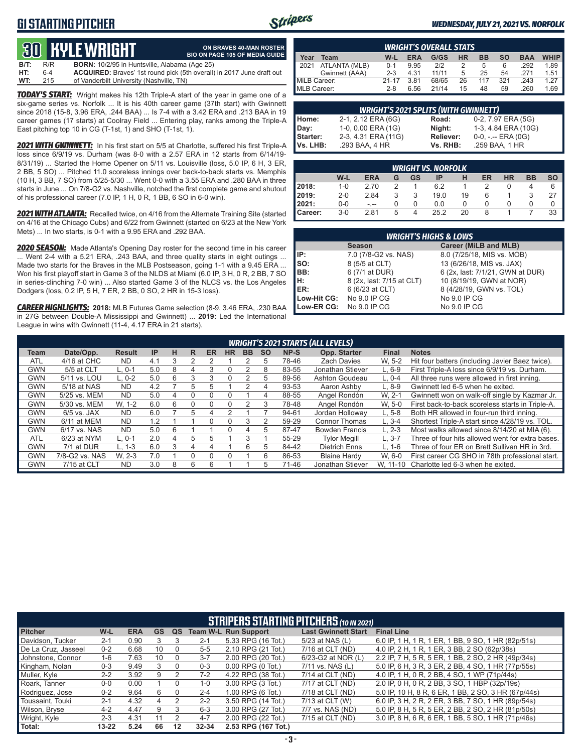# G1 STARTING PITCHER

## 30 KYLE WRIGHT

**ON BRAVES 40-MAN ROSTER**
**BIO ON PAGE 105 OF MEDIA GUIDE**

**B/T:** R/R **BORN:** 10/2/95 in Huntsville, Alabama (Age 25)
**HT:** 6-4 **ACQUIRED:** Braves' 1st round pick (5th overall) in 2017 June draft out
**WT:** 215 of Vanderbilt University (Nashville, TN)

***TODAY'S START:*** Wright makes his 12th Triple-A start of the year in game one of a six-game series vs. Norfolk ... It is his 40th career game (37th start) with Gwinnett since 2018 (15-8, 3.96 ERA, .244 BAA) ... Is 7-4 with a 3.42 ERA and .213 BAA in 19 career games (17 starts) at Coolray Field ... Entering play, ranks among the Triple-A East pitching top 10 in CG (T-1st, 1) and SHO (T-1st, 1).

***2021 WITH GWINNETT:*** In his first start on 5/5 at Charlotte, suffered his first Triple-A loss since 6/9/19 vs. Durham (was 8-0 with a 2.57 ERA in 12 starts from 6/14/19-8/31/19) ... Started the Home Opener on 5/11 vs. Louisville (loss, 5.0 IP, 6 H, 3 ER, 2 BB, 5 SO) ... Pitched 11.0 scoreless innings over back-to-back starts vs. Memphis (10 H, 3 BB, 7 SO) from 5/25-5/30 ... Went 0-0 with a 3.55 ERA and .280 BAA in three starts in June ... On 7/8-G2 vs. Nashville, notched the first complete game and shutout of his professional career (7.0 IP, 1 H, 0 R, 1 BB, 6 SO in 6-0 win).

***2021 WITH ATLANTA:*** Recalled twice, on 4/16 from the Alternate Training Site (started on 4/16 at the Chicago Cubs) and 6/22 from Gwinnett (started on 6/23 at the New York Mets) ... In two starts, is 0-1 with a 9.95 ERA and .292 BAA.

***2020 SEASON:*** Made Atlanta's Opening Day roster for the second time in his career ... Went 2-4 with a 5.21 ERA, .243 BAA, and three quality starts in eight outings ... Made two starts for the Braves in the MLB Postseason, going 1-1 with a 9.45 ERA ... Won his first playoff start in Game 3 of the NLDS at Miami (6.0 IP, 3 H, 0 R, 2 BB, 7 SO in series-clinching 7-0 win) ... Also started Game 3 of the NLCS vs. the Los Angeles Dodgers (loss, 0.2 IP, 5 H, 7 ER, 2 BB, 0 SO, 2 HR in 15-3 loss).

***CAREER HIGHLIGHTS:*** **2018:** MLB Futures Game selection (8-9, 3.46 ERA, .230 BAA in 27G between Double-A Mississippi and Gwinnett) ... **2019:** Led the International League in wins with Gwinnett (11-4, 4.17 ERA in 21 starts).

### WRIGHT'S OVERALL STATS

| Year | Team | W-L | ERA | G/GS | HR | BB | SO | BAA | WHIP |
|---|---|---|---|---|---|---|---|---|---|
| 2021 | ATLANTA (MLB) | 0-1 | 9.95 | 2/2 | 2 | 5 | 6 | .292 | 1.89 |
| | Gwinnett (AAA) | 2-3 | 4.31 | 11/11 | 5 | 25 | 54 | .271 | 1.51 |
| MiLB Career: | | 21-17 | 3.81 | 68/65 | 26 | 117 | 321 | .243 | 1.27 |
| MLB Career: | | 2-8 | 6.56 | 21/14 | 15 | 48 | 59 | .260 | 1.69 |

### WRIGHT'S 2021 SPLITS (WITH GWINNETT)

| | | | |
|---|---|---|---|
| Home: | 2-1, 2.12 ERA (6G) | Road: | 0-2, 7.97 ERA (5G) |
| Day: | 1-0, 0.00 ERA (1G) | Night: | 1-3, 4.84 ERA (10G) |
| Starter: | 2-3, 4.31 ERA (11G) | Reliever: | 0-0, -.-- ERA (0G) |
| Vs. LHB: | .293 BAA, 4 HR | Vs. RHB: | .259 BAA, 1 HR |

### WRIGHT VS. NORFOLK

| | W-L | ERA | G | GS | IP | H | ER | HR | BB | SO |
|---|---|---|---|---|---|---|---|---|---|---|
| 2018: | 1-0 | 2.70 | 2 | 1 | 6.2 | 1 | 2 | 0 | 4 | 6 |
| 2019: | 2-0 | 2.84 | 3 | 3 | 19.0 | 19 | 6 | 1 | 3 | 27 |
| 2021: | 0-0 | -.-- | 0 | 0 | 0.0 | 0 | 0 | 0 | 0 | 0 |
| Career: | 3-0 | 2.81 | 5 | 4 | 25.2 | 20 | 8 | 1 | 7 | 33 |

### WRIGHT'S HIGHS & LOWS

| | Season | Career (MiLB and MLB) |
|---|---|---|
| IP: | 7.0 (7/8-G2 vs. NAS) | 8.0 (7/25/18, MIS vs. MOB) |
| SO: | 8 (5/5 at CLT) | 13 (6/26/18, MIS vs. JAX) |
| BB: | 6 (7/1 at DUR) | 6 (2x, last: 7/1/21, GWN at DUR) |
| H: | 8 (2x, last: 7/15 at CLT) | 10 (8/19/19, GWN at NOR) |
| ER: | 6 (6/23 at CLT) | 8 (4/28/19, GWN vs. TOL) |
| Low-Hit CG: | No 9.0 IP CG | No 9.0 IP CG |
| Low-ER CG: | No 9.0 IP CG | No 9.0 IP CG |

### WRIGHT'S 2021 STARTS (ALL LEVELS)

| Team | Date/Opp. | Result | IP | H | R | ER | HR | BB | SO | NP-S | Opp. Starter | Final | Notes |
|---|---|---|---|---|---|---|---|---|---|---|---|---|---|
| ATL | 4/16 at CHC | ND | 4.1 | 3 | 2 | 2 | 1 | 2 | 5 | 78-46 | Zach Davies | W, 5-2 | Hit four batters (including Javier Baez twice). |
| GWN | 5/5 at CLT | L, 0-1 | 5.0 | 8 | 4 | 3 | 0 | 2 | 8 | 83-55 | Jonathan Stiever | L, 6-9 | First Triple-A loss since 6/9/19 vs. Durham. |
| GWN | 5/11 vs. LOU | L, 0-2 | 5.0 | 6 | 3 | 3 | 0 | 2 | 5 | 89-56 | Ashton Goudeau | L, 0-4 | All three runs were allowed in first inning. |
| GWN | 5/18 at NAS | ND | 4.2 | 7 | 5 | 5 | 1 | 2 | 4 | 93-53 | Aaron Ashby | L, 8-9 | Gwinnett led 6-5 when he exited. |
| GWN | 5/25 vs. MEM | ND | 5.0 | 4 | 0 | 0 | 0 | 1 | 4 | 88-55 | Angel Rondón | W, 2-1 | Gwinnett won on walk-off single by Kazmar Jr. |
| GWN | 5/30 vs. MEM | W, 1-2 | 6.0 | 6 | 0 | 0 | 0 | 2 | 3 | 78-48 | Angel Rondón | W, 5-0 | First back-to-back scoreless starts in Triple-A. |
| GWN | 6/5 vs. JAX | ND | 6.0 | 7 | 5 | 4 | 2 | 1 | 7 | 94-61 | Jordan Holloway | L, 5-8 | Both HR allowed in four-run third inning. |
| GWN | 6/11 at MEM | ND | 1.2 | 1 | 1 | 0 | 0 | 3 | 2 | 59-29 | Connor Thomas | L, 3-4 | Shortest Triple-A start since 4/28/19 vs. TOL. |
| GWN | 6/17 vs. NAS | ND | 5.0 | 6 | 1 | 1 | 0 | 4 | 5 | 87-47 | Bowden Francis | L, 2-3 | Most walks allowed since 8/14/20 at MIA (6). |
| ATL | 6/23 at NYM | L, 0-1 | 2.0 | 4 | 5 | 5 | 1 | 3 | 1 | 55-29 | Tylor Megill | L, 3-7 | Three of four hits allowed went for extra bases. |
| GWN | 7/1 at DUR | L, 1-3 | 6.0 | 3 | 4 | 4 | 1 | 6 | 5 | 84-42 | Dietrich Enns | L, 1-6 | Three of four ER on Brett Sullivan HR in 3rd. |
| GWN | 7/8-G2 vs. NAS | W, 2-3 | 7.0 | 1 | 0 | 0 | 0 | 1 | 6 | 86-53 | Blaine Hardy | W, 6-0 | First career CG SHO in 78th professional start. |
| GWN | 7/15 at CLT | ND | 3.0 | 8 | 6 | 6 | 1 | 1 | 5 | 71-46 | Jonathan Stiever | W, 11-10 | Charlotte led 6-3 when he exited. |

## STRIPERS STARTING PITCHERS *(10 IN 2021)*

| Pitcher | W-L | ERA | GS | QS | Team W-L | Run Support | Last Gwinnett Start | Final Line |
|---|---|---|---|---|---|---|---|---|
| Davidson, Tucker | 2-1 | 0.90 | 3 | 3 | 2-1 | 5.33 RPG (16 Tot.) | 5/23 at NAS (L) | 6.0 IP, 1 H, 1 R, 1 ER, 1 BB, 9 SO, 1 HR (82p/51s) |
| De La Cruz, Jasseel | 0-2 | 6.68 | 10 | 0 | 5-5 | 2.10 RPG (21 Tot.) | 7/16 at CLT (ND) | 4.0 IP, 2 H, 1 R, 1 ER, 3 BB, 2 SO (62p/38s) |
| Johnstone, Connor | 1-6 | 7.63 | 10 | 0 | 3-7 | 2.00 RPG (20 Tot.) | 6/23-G2 at NOR (L) | 2.2 IP, 7 H, 5 R, 5 ER, 1 BB, 2 SO, 2 HR (49p/34s) |
| Kingham, Nolan | 0-3 | 9.49 | 3 | 0 | 0-3 | 0.00 RPG (0 Tot.) | 7/11 vs. NAS (L) | 5.0 IP, 6 H, 3 R, 3 ER, 2 BB, 4 SO, 1 HR (77p/55s) |
| Muller, Kyle | 2-2 | 3.92 | 9 | 2 | 7-2 | 4.22 RPG (38 Tot.) | 7/14 at CLT (ND) | 4.0 IP, 1 H, 0 R, 2 BB, 4 SO, 1 WP (71p/44s) |
| Roark, Tanner | 0-0 | 0.00 | 1 | 0 | 1-0 | 3.00 RPG (3 Tot.) | 7/17 at CLT (ND) | 2.0 IP, 0 H, 0 R, 2 BB, 3 SO, 1 HBP (32p/19s) |
| Rodriguez, Jose | 0-2 | 9.64 | 6 | 0 | 2-4 | 1.00 RPG (6 Tot.) | 7/18 at CLT (ND) | 5.0 IP, 10 H, 8 R, 6 ER, 1 BB, 2 SO, 3 HR (67p/44s) |
| Toussaint, Touki | 2-1 | 4.32 | 4 | 2 | 2-2 | 3.50 RPG (14 Tot.) | 7/13 at CLT (W) | 6.0 IP, 3 H, 2 R, 2 ER, 3 BB, 7 SO, 1 HR (89p/54s) |
| Wilson, Bryse | 4-2 | 4.47 | 9 | 3 | 6-3 | 3.00 RPG (27 Tot.) | 7/7 vs. NAS (ND) | 5.0 IP, 8 H, 5 R, 5 ER, 2 BB, 2 SO, 2 HR (81p/50s) |
| Wright, Kyle | 2-3 | 4.31 | 11 | 2 | 4-7 | 2.00 RPG (22 Tot.) | 7/15 at CLT (ND) | 3.0 IP, 8 H, 6 R, 6 ER, 1 BB, 5 SO, 1 HR (71p/46s) |
| **Total:** | **13-22** | **5.24** | **66** | **12** | **32-34** | **2.53 RPG (167 Tot.)** | | |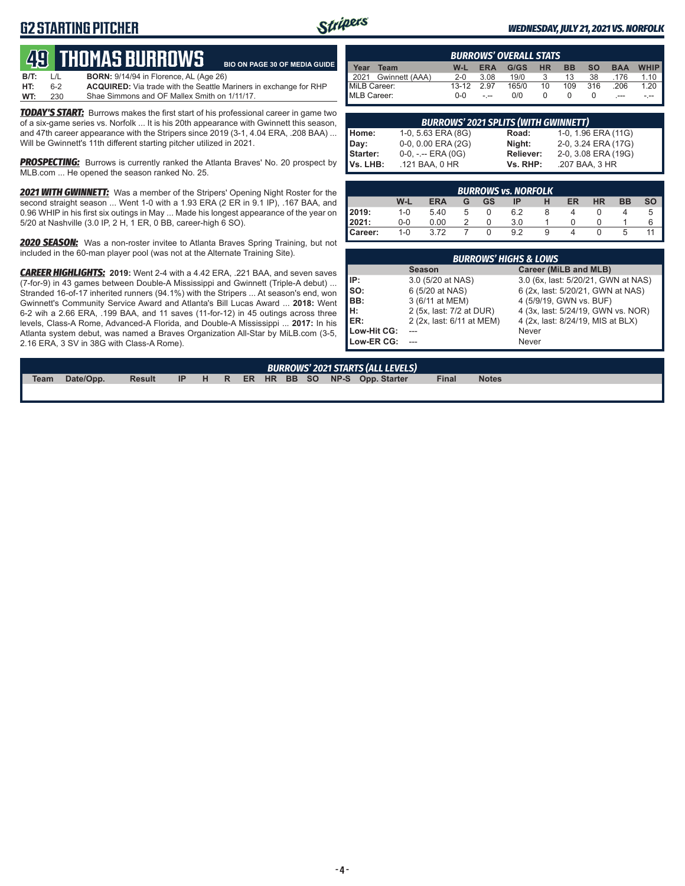# G2 STARTING PITCHER

*WEDNESDAY, JULY 21, 2021 VS. NORFOLK*

## 49 THOMAS BURROWS

BIO ON PAGE 30 OF MEDIA GUIDE

**B/T:** L/L — **BORN:** 9/14/94 in Florence, AL (Age 26)

**HT:** 6-2 — **ACQUIRED:** Via trade with the Seattle Mariners in exchange for RHP Shae Simmons and OF Mallex Smith on 1/11/17.

**WT:** 230

***TODAY'S START:*** Burrows makes the first start of his professional career in game two of a six-game series vs. Norfolk ... It is his 20th appearance with Gwinnett this season, and 47th career appearance with the Stripers since 2019 (3-1, 4.04 ERA, .208 BAA) ... Will be Gwinnett's 11th different starting pitcher utilized in 2021.

***PROSPECTING:*** Burrows is currently ranked the Atlanta Braves' No. 20 prospect by MLB.com ... He opened the season ranked No. 25.

***2021 WITH GWINNETT:*** Was a member of the Stripers' Opening Night Roster for the second straight season ... Went 1-0 with a 1.93 ERA (2 ER in 9.1 IP), .167 BAA, and 0.96 WHIP in his first six outings in May ... Made his longest appearance of the year on 5/20 at Nashville (3.0 IP, 2 H, 1 ER, 0 BB, career-high 6 SO).

***2020 SEASON:*** Was a non-roster invitee to Atlanta Braves Spring Training, but not included in the 60-man player pool (was not at the Alternate Training Site).

***CAREER HIGHLIGHTS:*** **2019:** Went 2-4 with a 4.42 ERA, .221 BAA, and seven saves (7-for-9) in 43 games between Double-A Mississippi and Gwinnett (Triple-A debut) ... Stranded 16-of-17 inherited runners (94.1%) with the Stripers ... At season's end, won Gwinnett's Community Service Award and Atlanta's Bill Lucas Award ... **2018:** Went 6-2 wih a 2.66 ERA, .199 BAA, and 11 saves (11-for-12) in 45 outings across three levels, Class-A Rome, Advanced-A Florida, and Double-A Mississippi ... **2017:** In his Atlanta system debut, was named a Braves Organization All-Star by MiLB.com (3-5, 2.16 ERA, 3 SV in 38G with Class-A Rome).

### BURROWS' OVERALL STATS

| Year | Team | W-L | ERA | G/GS | HR | BB | SO | BAA | WHIP |
|---|---|---|---|---|---|---|---|---|---|
| 2021 | Gwinnett (AAA) | 2-0 | 3.08 | 19/0 | 3 | 13 | 38 | .176 | 1.10 |
| MiLB Career: | | 13-12 | 2.97 | 165/0 | 10 | 109 | 316 | .206 | 1.20 |
| MLB Career: | | 0-0 | -.-- | 0/0 | 0 | 0 | 0 | .--- | -.-- |

### BURROWS' 2021 SPLITS (WITH GWINNETT)

| | | | |
|---|---|---|---|
| **Home:** | 1-0, 5.63 ERA (8G) | **Road:** | 1-0, 1.96 ERA (11G) |
| **Day:** | 0-0, 0.00 ERA (2G) | **Night:** | 2-0, 3.24 ERA (17G) |
| **Starter:** | 0-0, -.-- ERA (0G) | **Reliever:** | 2-0, 3.08 ERA (19G) |
| **Vs. LHB:** | .121 BAA, 0 HR | **Vs. RHP:** | .207 BAA, 3 HR |

### BURROWS vs. NORFOLK

| | W-L | ERA | G | GS | IP | H | ER | HR | BB | SO |
|---|---|---|---|---|---|---|---|---|---|---|
| **2019:** | 1-0 | 5.40 | 5 | 0 | 6.2 | 8 | 4 | 0 | 4 | 5 |
| **2021:** | 0-0 | 0.00 | 2 | 0 | 3.0 | 1 | 0 | 0 | 1 | 6 |
| **Career:** | 1-0 | 3.72 | 7 | 0 | 9.2 | 9 | 4 | 0 | 5 | 11 |

### BURROWS' HIGHS & LOWS

| | Season | Career (MiLB and MLB) |
|---|---|---|
| **IP:** | 3.0 (5/20 at NAS) | 3.0 (6x, last: 5/20/21, GWN at NAS) |
| **SO:** | 6 (5/20 at NAS) | 6 (2x, last: 5/20/21, GWN at NAS) |
| **BB:** | 3 (6/11 at MEM) | 4 (5/9/19, GWN vs. BUF) |
| **H:** | 2 (5x, last: 7/2 at DUR) | 4 (3x, last: 5/24/19, GWN vs. NOR) |
| **ER:** | 2 (2x, last: 6/11 at MEM) | 4 (2x, last: 8/24/19, MIS at BLX) |
| **Low-Hit CG:** | --- | Never |
| **Low-ER CG:** | --- | Never |

### BURROWS' 2021 STARTS (ALL LEVELS)

| Team | Date/Opp. | Result | IP | H | R | ER | HR | BB | SO | NP-S | Opp. Starter | Final | Notes |
|---|---|---|---|---|---|---|---|---|---|---|---|---|---|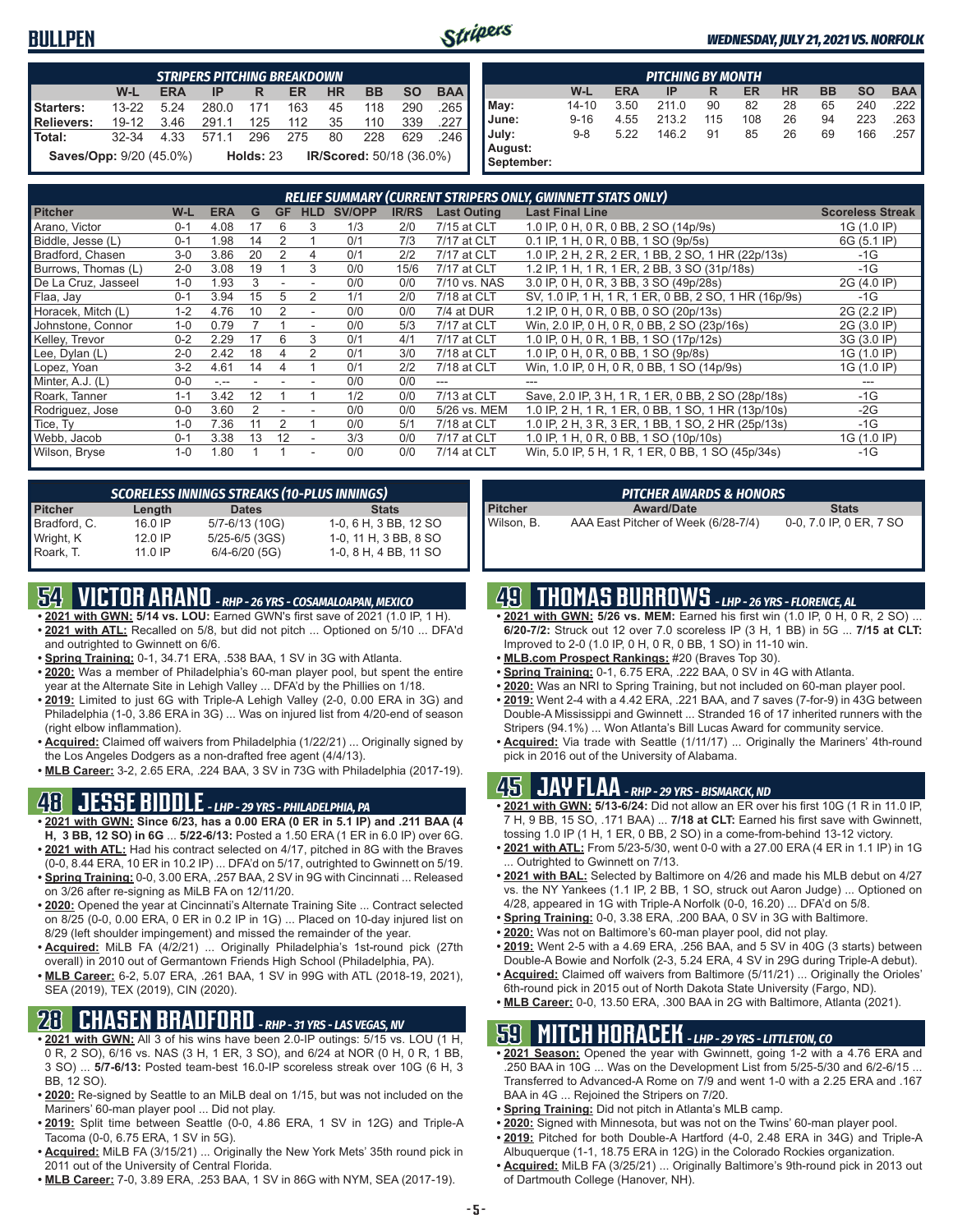# BULLPEN

*WEDNESDAY, JULY 21, 2021 VS. NORFOLK*

| STRIPERS PITCHING BREAKDOWN | W-L | ERA | IP | R | ER | HR | BB | SO | BAA |
|---|---|---|---|---|---|---|---|---|---|
| Starters: | 13-22 | 5.24 | 280.0 | 171 | 163 | 45 | 118 | 290 | .265 |
| Relievers: | 19-12 | 3.46 | 291.1 | 125 | 112 | 35 | 110 | 339 | .227 |
| Total: | 32-34 | 4.33 | 571.1 | 296 | 275 | 80 | 228 | 629 | .246 |

**Saves/Opp:** 9/20 (45.0%) **Holds:** 23 **IR/Scored:** 50/18 (36.0%)

| PITCHING BY MONTH | W-L | ERA | IP | R | ER | HR | BB | SO | BAA |
|---|---|---|---|---|---|---|---|---|---|
| May: | 14-10 | 3.50 | 211.0 | 90 | 82 | 28 | 65 | 240 | .222 |
| June: | 9-16 | 4.55 | 213.2 | 115 | 108 | 26 | 94 | 223 | .263 |
| July: | 9-8 | 5.22 | 146.2 | 91 | 85 | 26 | 69 | 166 | .257 |
| August: | | | | | | | | | |
| September: | | | | | | | | | |

### RELIEF SUMMARY (CURRENT STRIPERS ONLY, GWINNETT STATS ONLY)

| Pitcher | W-L | ERA | G | GF | HLD | SV/OPP | IR/RS | Last Outing | Last Final Line | Scoreless Streak |
|---|---|---|---|---|---|---|---|---|---|---|
| Arano, Victor | 0-1 | 4.08 | 17 | 6 | 3 | 1/3 | 2/0 | 7/15 at CLT | 1.0 IP, 0 H, 0 R, 0 BB, 2 SO (14p/9s) | 1G (1.0 IP) |
| Biddle, Jesse (L) | 0-1 | 1.98 | 14 | 2 | 1 | 0/1 | 7/3 | 7/17 at CLT | 0.1 IP, 1 H, 0 R, 0 BB, 1 SO (9p/5s) | 6G (5.1 IP) |
| Bradford, Chasen | 3-0 | 3.86 | 20 | 2 | 4 | 0/1 | 2/2 | 7/17 at CLT | 1.0 IP, 2 H, 2 R, 2 ER, 1 BB, 2 SO, 1 HR (22p/13s) | -1G |
| Burrows, Thomas (L) | 2-0 | 3.08 | 19 | 1 | 3 | 0/0 | 15/6 | 7/17 at CLT | 1.2 IP, 1 H, 1 R, 1 ER, 2 BB, 3 SO (31p/18s) | -1G |
| De La Cruz, Jasseel | 1-0 | 1.93 | 3 | - | - | 0/0 | 0/0 | 7/10 vs. NAS | 3.0 IP, 0 H, 0 R, 3 BB, 3 SO (49p/28s) | 2G (4.0 IP) |
| Flaa, Jay | 0-1 | 3.94 | 15 | 5 | 2 | 1/1 | 2/0 | 7/18 at CLT | SV, 1.0 IP, 1 H, 1 R, 1 ER, 0 BB, 2 SO, 1 HR (16p/9s) | -1G |
| Horacek, Mitch (L) | 1-2 | 4.76 | 10 | 2 | - | 0/0 | 0/0 | 7/4 at DUR | 1.2 IP, 0 H, 0 R, 0 BB, 0 SO (20p/13s) | 2G (2.2 IP) |
| Johnstone, Connor | 1-0 | 0.79 | 7 | 1 | - | 0/0 | 5/3 | 7/17 at CLT | Win, 2.0 IP, 0 H, 0 R, 0 BB, 2 SO (23p/16s) | 2G (3.0 IP) |
| Kelley, Trevor | 0-2 | 2.29 | 17 | 6 | 3 | 0/1 | 4/1 | 7/17 at CLT | 1.0 IP, 0 H, 0 R, 1 BB, 1 SO (17p/12s) | 3G (3.0 IP) |
| Lee, Dylan (L) | 2-0 | 2.42 | 18 | 4 | 2 | 0/1 | 3/0 | 7/18 at CLT | 1.0 IP, 0 H, 0 R, 0 BB, 1 SO (9p/8s) | 1G (1.0 IP) |
| Lopez, Yoan | 3-2 | 4.61 | 14 | 4 | 1 | 0/1 | 2/2 | 7/18 at CLT | Win, 1.0 IP, 0 H, 0 R, 0 BB, 1 SO (14p/9s) | 1G (1.0 IP) |
| Minter, A.J. (L) | 0-0 | -.-- | - | - | - | 0/0 | 0/0 | --- | --- | --- |
| Roark, Tanner | 1-1 | 3.42 | 12 | 1 | 1 | 1/2 | 0/0 | 7/13 at CLT | Save, 2.0 IP, 3 H, 1 R, 1 ER, 0 BB, 2 SO (28p/18s) | -1G |
| Rodriguez, Jose | 0-0 | 3.60 | 2 | - | - | 0/0 | 0/0 | 5/26 vs. MEM | 1.0 IP, 2 H, 1 R, 1 ER, 0 BB, 1 SO, 1 HR (13p/10s) | -2G |
| Tice, Ty | 1-0 | 7.36 | 11 | 2 | 1 | 0/0 | 5/1 | 7/18 at CLT | 1.0 IP, 2 H, 3 R, 3 ER, 1 BB, 1 SO, 2 HR (25p/13s) | -1G |
| Webb, Jacob | 0-1 | 3.38 | 13 | 12 | - | 3/3 | 0/0 | 7/17 at CLT | 1.0 IP, 1 H, 0 R, 0 BB, 1 SO (10p/10s) | 1G (1.0 IP) |
| Wilson, Bryse | 1-0 | 1.80 | 1 | 1 | - | 0/0 | 0/0 | 7/14 at CLT | Win, 5.0 IP, 5 H, 1 R, 1 ER, 0 BB, 1 SO (45p/34s) | -1G |

### SCORELESS INNINGS STREAKS (10-PLUS INNINGS)

| Pitcher | Length | Dates | Stats |
|---|---|---|---|
| Bradford, C. | 16.0 IP | 5/7-6/13 (10G) | 1-0, 6 H, 3 BB, 12 SO |
| Wright, K | 12.0 IP | 5/25-6/5 (3GS) | 1-0, 11 H, 3 BB, 8 SO |
| Roark, T. | 11.0 IP | 6/4-6/20 (5G) | 1-0, 8 H, 4 BB, 11 SO |

### PITCHER AWARDS & HONORS

| Pitcher | Award/Date | Stats |
|---|---|---|
| Wilson, B. | AAA East Pitcher of Week (6/28-7/4) | 0-0, 7.0 IP, 0 ER, 7 SO |

## 54 VICTOR ARANO - RHP - 26 YRS - COSAMALOAPAN, MEXICO

- **2021 with GWN: 5/14 vs. LOU:** Earned GWN's first save of 2021 (1.0 IP, 1 H).
- **2021 with ATL:** Recalled on 5/8, but did not pitch ... Optioned on 5/10 ... DFA'd and outrighted to Gwinnett on 6/6.
- **Spring Training:** 0-1, 34.71 ERA, .538 BAA, 1 SV in 3G with Atlanta.
- **2020:** Was a member of Philadelphia's 60-man player pool, but spent the entire year at the Alternate Site in Lehigh Valley ... DFA'd by the Phillies on 1/18.
- **2019:** Limited to just 6G with Triple-A Lehigh Valley (2-0, 0.00 ERA in 3G) and Philadelphia (1-0, 3.86 ERA in 3G) ... Was on injured list from 4/20-end of season (right elbow inflammation).
- **Acquired:** Claimed off waivers from Philadelphia (1/22/21) ... Originally signed by the Los Angeles Dodgers as a non-drafted free agent (4/4/13).
- **MLB Career:** 3-2, 2.65 ERA, .224 BAA, 3 SV in 73G with Philadelphia (2017-19).

## 48 JESSE BIDDLE - LHP - 29 YRS - PHILADELPHIA, PA

- **2021 with GWN: Since 6/23, has a 0.00 ERA (0 ER in 5.1 IP) and .211 BAA (4 H, 3 BB, 12 SO) in 6G** ... **5/22-6/13:** Posted a 1.50 ERA (1 ER in 6.0 IP) over 6G.
- **2021 with ATL:** Had his contract selected on 4/17, pitched in 8G with the Braves (0-0, 8.44 ERA, 10 ER in 10.2 IP) ... DFA'd on 5/17, outrighted to Gwinnett on 5/19.
- **Spring Training:** 0-0, 3.00 ERA, .257 BAA, 2 SV in 9G with Cincinnati ... Released on 3/26 after re-signing as MiLB FA on 12/11/20.
- **2020:** Opened the year at Cincinnati's Alternate Training Site ... Contract selected on 8/25 (0-0, 0.00 ERA, 0 ER in 0.2 IP in 1G) ... Placed on 10-day injured list on 8/29 (left shoulder impingement) and missed the remainder of the year.
- **Acquired:** MiLB FA (4/2/21) ... Originally Philadelphia's 1st-round pick (27th overall) in 2010 out of Germantown Friends High School (Philadelphia, PA).
- **MLB Career:** 6-2, 5.07 ERA, .261 BAA, 1 SV in 99G with ATL (2018-19, 2021), SEA (2019), TEX (2019), CIN (2020).

## 28 CHASEN BRADFORD - RHP - 31 YRS - LAS VEGAS, NV

- **2021 with GWN:** All 3 of his wins have been 2.0-IP outings: 5/15 vs. LOU (1 H, 0 R, 2 SO), 6/16 vs. NAS (3 H, 1 ER, 3 SO), and 6/24 at NOR (0 H, 0 R, 1 BB, 3 SO) ... **5/7-6/13:** Posted team-best 16.0-IP scoreless streak over 10G (6 H, 3 BB, 12 SO).
- **2020:** Re-signed by Seattle to an MiLB deal on 1/15, but was not included on the Mariners' 60-man player pool ... Did not play.
- **2019:** Split time between Seattle (0-0, 4.86 ERA, 1 SV in 12G) and Triple-A Tacoma (0-0, 6.75 ERA, 1 SV in 5G).
- **Acquired:** MiLB FA (3/15/21) ... Originally the New York Mets' 35th round pick in 2011 out of the University of Central Florida.
- **MLB Career:** 7-0, 3.89 ERA, .253 BAA, 1 SV in 86G with NYM, SEA (2017-19).

## 49 THOMAS BURROWS - LHP - 26 YRS - FLORENCE, AL

- **2021 with GWN: 5/26 vs. MEM:** Earned his first win (1.0 IP, 0 H, 0 R, 2 SO) ... **6/20-7/2:** Struck out 12 over 7.0 scoreless IP (3 H, 1 BB) in 5G ... **7/15 at CLT:** Improved to 2-0 (1.0 IP, 0 H, 0 R, 0 BB, 1 SO) in 11-10 win.
- **MLB.com Prospect Rankings:** #20 (Braves Top 30).
- **Spring Training:** 0-1, 6.75 ERA, .222 BAA, 0 SV in 4G with Atlanta.
- **2020:** Was an NRI to Spring Training, but not included on 60-man player pool.
- **2019:** Went 2-4 with a 4.42 ERA, .221 BAA, and 7 saves (7-for-9) in 43G between Double-A Mississippi and Gwinnett ... Stranded 16 of 17 inherited runners with the Stripers (94.1%) ... Won Atlanta's Bill Lucas Award for community service.
- **Acquired:** Via trade with Seattle (1/11/17) ... Originally the Mariners' 4th-round pick in 2016 out of the University of Alabama.

## 45 JAY FLAA - RHP - 29 YRS - BISMARCK, ND

- **2021 with GWN: 5/13-6/24:** Did not allow an ER over his first 10G (1 R in 11.0 IP, 7 H, 9 BB, 15 SO, .171 BAA) ... **7/18 at CLT:** Earned his first save with Gwinnett, tossing 1.0 IP (1 H, 1 ER, 0 BB, 2 SO) in a come-from-behind 13-12 victory.
- **2021 with ATL:** From 5/23-5/30, went 0-0 with a 27.00 ERA (4 ER in 1.1 IP) in 1G ... Outrighted to Gwinnett on 7/13.
- **2021 with BAL:** Selected by Baltimore on 4/26 and made his MLB debut on 4/27 vs. the NY Yankees (1.1 IP, 2 BB, 1 SO, struck out Aaron Judge) ... Optioned on 4/28, appeared in 1G with Triple-A Norfolk (0-0, 16.20) ... DFA'd on 5/8.
- **Spring Training:** 0-0, 3.38 ERA, .200 BAA, 0 SV in 3G with Baltimore.
- **2020:** Was not on Baltimore's 60-man player pool, did not play.
- **2019:** Went 2-5 with a 4.69 ERA, .256 BAA, and 5 SV in 40G (3 starts) between Double-A Bowie and Norfolk (2-3, 5.24 ERA, 4 SV in 29G during Triple-A debut).
- **Acquired:** Claimed off waivers from Baltimore (5/11/21) ... Originally the Orioles' 6th-round pick in 2015 out of North Dakota State University (Fargo, ND).
- **MLB Career:** 0-0, 13.50 ERA, .300 BAA in 2G with Baltimore, Atlanta (2021).

## 59 MITCH HORACEK - LHP - 29 YRS - LITTLETON, CO

- **2021 Season:** Opened the year with Gwinnett, going 1-2 with a 4.76 ERA and .250 BAA in 10G ... Was on the Development List from 5/25-5/30 and 6/2-6/15 ... Transferred to Advanced-A Rome on 7/9 and went 1-0 with a 2.25 ERA and .167 BAA in 4G ... Rejoined the Stripers on 7/20.
- **Spring Training:** Did not pitch in Atlanta's MLB camp.
- **2020:** Signed with Minnesota, but was not on the Twins' 60-man player pool.
- **2019:** Pitched for both Double-A Hartford (4-0, 2.48 ERA in 34G) and Triple-A Albuquerque (1-1, 18.75 ERA in 12G) in the Colorado Rockies organization.
- **Acquired:** MiLB FA (3/25/21) ... Originally Baltimore's 9th-round pick in 2013 out of Dartmouth College (Hanover, NH).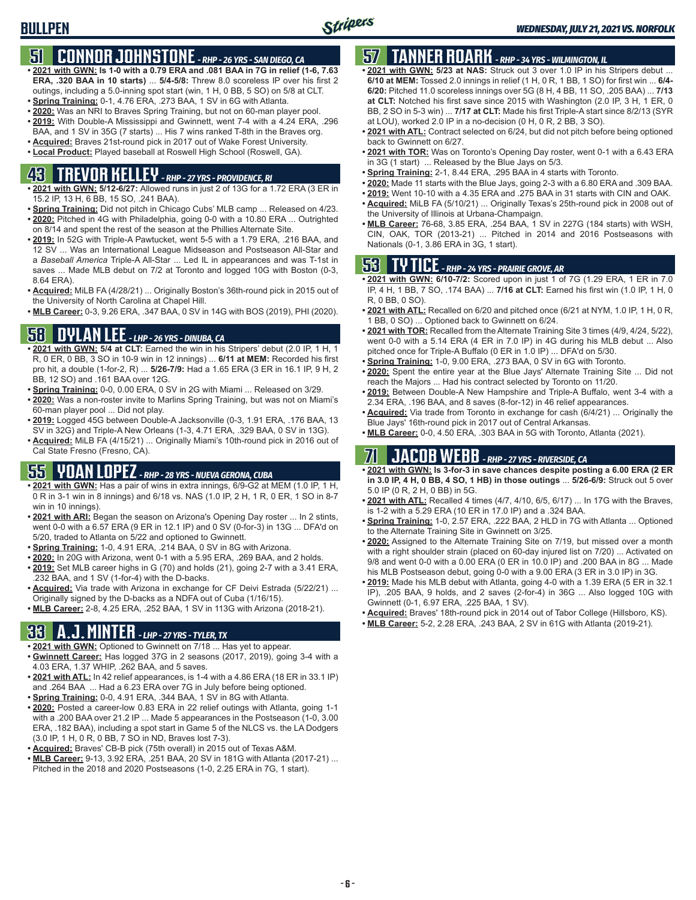# BULLPEN

## 51 CONNOR JOHNSTONE - RHP - 26 YRS - SAN DIEGO, CA

- **2021 with GWN: Is 1-0 with a 0.79 ERA and .081 BAA in 7G in relief (1-6, 7.63 ERA, .320 BAA in 10 starts)** ... **5/4-5/8:** Threw 8.0 scoreless IP over his first 2 outings, including a 5.0-inning spot start (win, 1 H, 0 BB, 5 SO) on 5/8 at CLT.
- **Spring Training:** 0-1, 4.76 ERA, .273 BAA, 1 SV in 6G with Atlanta.
- **2020:** Was an NRI to Braves Spring Training, but not on 60-man player pool.
- **2019:** With Double-A Mississippi and Gwinnett, went 7-4 with a 4.24 ERA, .296 BAA, and 1 SV in 35G (7 starts) ... His 7 wins ranked T-8th in the Braves org.
- **Acquired:** Braves 21st-round pick in 2017 out of Wake Forest University.
- **Local Product:** Played baseball at Roswell High School (Roswell, GA).

## 43 TREVOR KELLEY - RHP - 27 YRS - PROVIDENCE, RI

- **2021 with GWN: 5/12-6/27:** Allowed runs in just 2 of 13G for a 1.72 ERA (3 ER in 15.2 IP, 13 H, 6 BB, 15 SO, .241 BAA).
- **Spring Training:** Did not pitch in Chicago Cubs' MLB camp ... Released on 4/23.
- **2020:** Pitched in 4G with Philadelphia, going 0-0 with a 10.80 ERA ... Outrighted on 8/14 and spent the rest of the season at the Phillies Alternate Site.
- **2019:** In 52G with Triple-A Pawtucket, went 5-5 with a 1.79 ERA, .216 BAA, and 12 SV ... Was an International League Midseason and Postseason All-Star and a *Baseball America* Triple-A All-Star ... Led IL in appearances and was T-1st in saves ... Made MLB debut on 7/2 at Toronto and logged 10G with Boston (0-3, 8.64 ERA).
- **Acquired:** MiLB FA (4/28/21) ... Originally Boston's 36th-round pick in 2015 out of the University of North Carolina at Chapel Hill.
- **MLB Career:** 0-3, 9.26 ERA, .347 BAA, 0 SV in 14G with BOS (2019), PHI (2020).

## 58 DYLAN LEE - LHP - 26 YRS - DINUBA, CA

- **2021 with GWN: 5/4 at CLT:** Earned the win in his Stripers' debut (2.0 IP, 1 H, 1 R, 0 ER, 0 BB, 3 SO in 10-9 win in 12 innings) ... **6/11 at MEM:** Recorded his first pro hit, a double (1-for-2, R) ... **5/26-7/9:** Had a 1.65 ERA (3 ER in 16.1 IP, 9 H, 2 BB, 12 SO) and .161 BAA over 12G.
- **Spring Training:** 0-0, 0.00 ERA, 0 SV in 2G with Miami ... Released on 3/29.
- **2020:** Was a non-roster invite to Marlins Spring Training, but was not on Miami's 60-man player pool ... Did not play.
- **2019:** Logged 45G between Double-A Jacksonville (0-3, 1.91 ERA, .176 BAA, 13 SV in 32G) and Triple-A New Orleans (1-3, 4.71 ERA, .329 BAA, 0 SV in 13G).
- **Acquired:** MiLB FA (4/15/21) ... Originally Miami's 10th-round pick in 2016 out of Cal State Fresno (Fresno, CA).

## 55 YOAN LOPEZ - RHP - 28 YRS - NUEVA GERONA, CUBA

- **2021 with GWN:** Has a pair of wins in extra innings, 6/9-G2 at MEM (1.0 IP, 1 H, 0 R in 3-1 win in 8 innings) and 6/18 vs. NAS (1.0 IP, 2 H, 1 R, 0 ER, 1 SO in 8-7 win in 10 innings).
- **2021 with ARI:** Began the season on Arizona's Opening Day roster ... In 2 stints, went 0-0 with a 6.57 ERA (9 ER in 12.1 IP) and 0 SV (0-for-3) in 13G ... DFA'd on 5/20, traded to Atlanta on 5/22 and optioned to Gwinnett.
- **Spring Training:** 1-0, 4.91 ERA, .214 BAA, 0 SV in 8G with Arizona.
- **2020:** In 20G with Arizona, went 0-1 with a 5.95 ERA, .269 BAA, and 2 holds.
- **2019:** Set MLB career highs in G (70) and holds (21), going 2-7 with a 3.41 ERA, .232 BAA, and 1 SV (1-for-4) with the D-backs.
- **Acquired:** Via trade with Arizona in exchange for CF Deivi Estrada (5/22/21) ... Originally signed by the D-backs as a NDFA out of Cuba (1/16/15).
- **MLB Career:** 2-8, 4.25 ERA, .252 BAA, 1 SV in 113G with Arizona (2018-21).

## 33 A.J. MINTER - LHP - 27 YRS - TYLER, TX

- **2021 with GWN:** Optioned to Gwinnett on 7/18 ... Has yet to appear.
- **Gwinnett Career:** Has logged 37G in 2 seasons (2017, 2019), going 3-4 with a 4.03 ERA, 1.37 WHIP, .262 BAA, and 5 saves.
- **2021 with ATL:** In 42 relief appearances, is 1-4 with a 4.86 ERA (18 ER in 33.1 IP) and .264 BAA ... Had a 6.23 ERA over 7G in July before being optioned.
- **Spring Training:** 0-0, 4.91 ERA, .344 BAA, 1 SV in 8G with Atlanta.
- **2020:** Posted a career-low 0.83 ERA in 22 relief outings with Atlanta, going 1-1 with a .200 BAA over 21.2 IP ... Made 5 appearances in the Postseason (1-0, 3.00 ERA, .182 BAA), including a spot start in Game 5 of the NLCS vs. the LA Dodgers (3.0 IP, 1 H, 0 R, 0 BB, 7 SO in ND, Braves lost 7-3).
- **Acquired:** Braves' CB-B pick (75th overall) in 2015 out of Texas A&M.
- **MLB Career:** 9-13, 3.92 ERA, .251 BAA, 20 SV in 181G with Atlanta (2017-21) ... Pitched in the 2018 and 2020 Postseasons (1-0, 2.25 ERA in 7G, 1 start).

## 57 TANNER ROARK - RHP - 34 YRS - WILMINGTON, IL

- **2021 with GWN: 5/23 at NAS:** Struck out 3 over 1.0 IP in his Stripers debut ... **6/10 at MEM:** Tossed 2.0 innings in relief (1 H, 0 R, 1 BB, 1 SO) for first win ... **6/4-6/20:** Pitched 11.0 scoreless innings over 5G (8 H, 4 BB, 11 SO, .205 BAA) ... **7/13 at CLT:** Notched his first save since 2015 with Washington (2.0 IP, 3 H, 1 ER, 0 BB, 2 SO in 5-3 win) ... **7/17 at CLT:** Made his first Triple-A start since 8/2/13 (SYR at LOU), worked 2.0 IP in a no-decision (0 H, 0 R, 2 BB, 3 SO).
- **2021 with ATL:** Contract selected on 6/24, but did not pitch before being optioned back to Gwinnett on 6/27.
- **2021 with TOR:** Was on Toronto's Opening Day roster, went 0-1 with a 6.43 ERA in 3G (1 start) ... Released by the Blue Jays on 5/3.
- **Spring Training:** 2-1, 8.44 ERA, .295 BAA in 4 starts with Toronto.
- **2020:** Made 11 starts with the Blue Jays, going 2-3 with a 6.80 ERA and .309 BAA.
- **2019:** Went 10-10 with a 4.35 ERA and .275 BAA in 31 starts with CIN and OAK.
- **Acquired:** MiLB FA (5/10/21) ... Originally Texas's 25th-round pick in 2008 out of the University of Illinois at Urbana-Champaign.
- **MLB Career:** 76-68, 3.85 ERA, .254 BAA, 1 SV in 227G (184 starts) with WSH, CIN, OAK, TOR (2013-21) ... Pitched in 2014 and 2016 Postseasons with Nationals (0-1, 3.86 ERA in 3G, 1 start).

## 53 TY TICE - RHP - 24 YRS - PRAIRIE GROVE, AR

- **2021 with GWN: 6/10-7/2:** Scored upon in just 1 of 7G (1.29 ERA, 1 ER in 7.0 IP, 4 H, 1 BB, 7 SO, .174 BAA) ... **7/16 at CLT:** Earned his first win (1.0 IP, 1 H, 0 R, 0 BB, 0 SO).
- **2021 with ATL:** Recalled on 6/20 and pitched once (6/21 at NYM, 1.0 IP, 1 H, 0 R, 1 BB, 0 SO) ... Optioned back to Gwinnett on 6/24.
- **2021 with TOR:** Recalled from the Alternate Training Site 3 times (4/9, 4/24, 5/22), went 0-0 with a 5.14 ERA (4 ER in 7.0 IP) in 4G during his MLB debut ... Also pitched once for Triple-A Buffalo (0 ER in 1.0 IP) ... DFA'd on 5/30.
- **Spring Training:** 1-0, 9.00 ERA, .273 BAA, 0 SV in 6G with Toronto.
- **2020:** Spent the entire year at the Blue Jays' Alternate Training Site ... Did not reach the Majors ... Had his contract selected by Toronto on 11/20.
- **2019:** Between Double-A New Hampshire and Triple-A Buffalo, went 3-4 with a 2.34 ERA, .196 BAA, and 8 saves (8-for-12) in 46 relief appearances.
- **Acquired:** Via trade from Toronto in exchange for cash (6/4/21) ... Originally the Blue Jays' 16th-round pick in 2017 out of Central Arkansas.
- **MLB Career:** 0-0, 4.50 ERA, .303 BAA in 5G with Toronto, Atlanta (2021).

## 71 JACOB WEBB - RHP - 27 YRS - RIVERSIDE, CA

- **2021 with GWN: Is 3-for-3 in save chances despite posting a 6.00 ERA (2 ER in 3.0 IP, 4 H, 0 BB, 4 SO, 1 HB) in those outings** ... **5/26-6/9:** Struck out 5 over 5.0 IP (0 R, 2 H, 0 BB) in 5G.
- **2021 with ATL:** Recalled 4 times (4/7, 4/10, 6/5, 6/17) ... In 17G with the Braves, is 1-2 with a 5.29 ERA (10 ER in 17.0 IP) and a .324 BAA.
- **Spring Training:** 1-0, 2.57 ERA, .222 BAA, 2 HLD in 7G with Atlanta ... Optioned to the Alternate Training Site in Gwinnett on 3/25.
- **2020:** Assigned to the Alternate Training Site on 7/19, but missed over a month with a right shoulder strain (placed on 60-day injured list on 7/20) ... Activated on 9/8 and went 0-0 with a 0.00 ERA (0 ER in 10.0 IP) and .200 BAA in 8G ... Made his MLB Postseason debut, going 0-0 with a 9.00 ERA (3 ER in 3.0 IP) in 3G.
- **2019:** Made his MLB debut with Atlanta, going 4-0 with a 1.39 ERA (5 ER in 32.1 IP), .205 BAA, 9 holds, and 2 saves (2-for-4) in 36G ... Also logged 10G with Gwinnett (0-1, 6.97 ERA, .225 BAA, 1 SV).
- **Acquired:** Braves' 18th-round pick in 2014 out of Tabor College (Hillsboro, KS).
- **MLB Career:** 5-2, 2.28 ERA, .243 BAA, 2 SV in 61G with Atlanta (2019-21).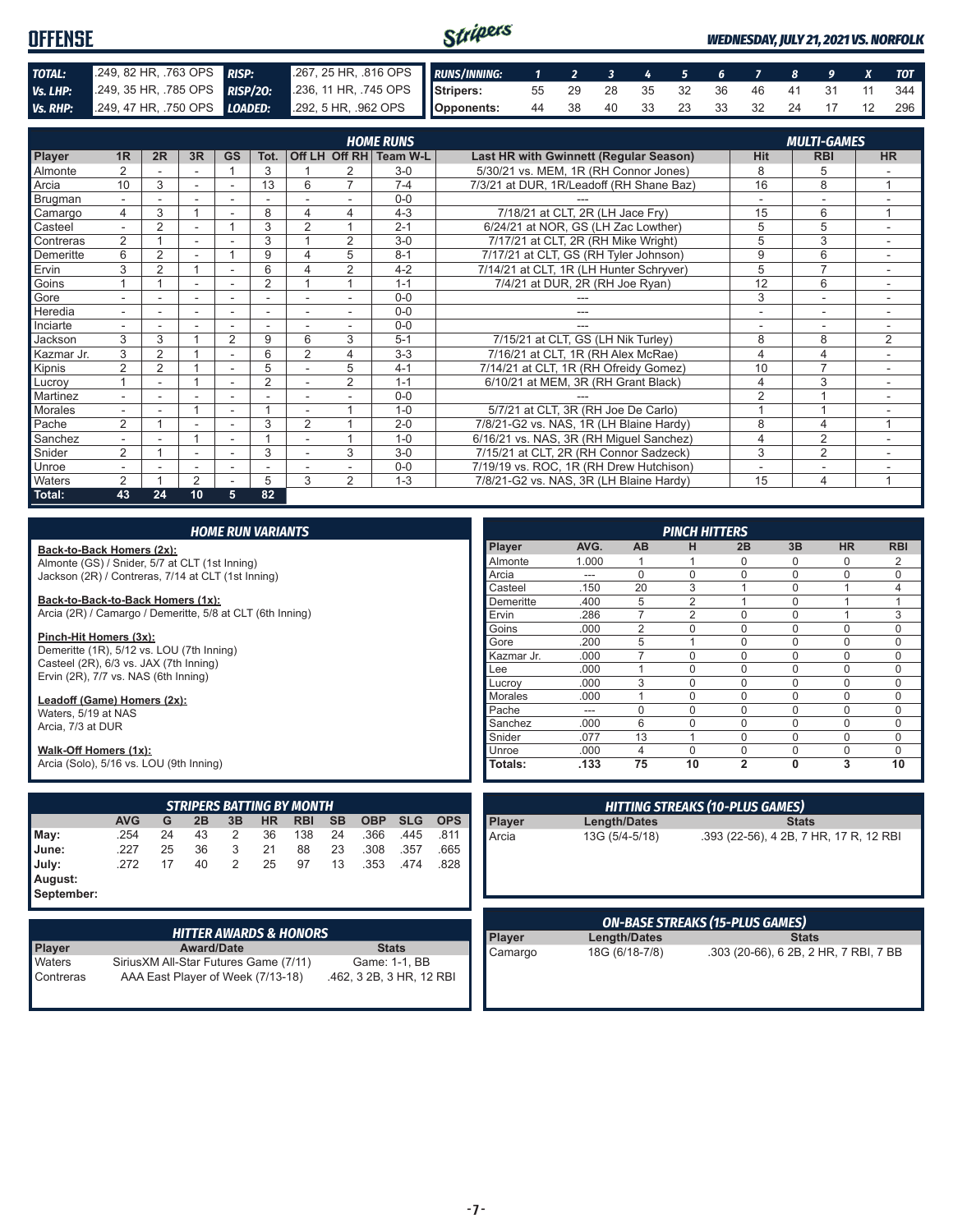# OFFENSE

*WEDNESDAY, JULY 21, 2021 VS. NORFOLK*

| | | | |
|---|---|---|---|
| **TOTAL:** | .249, 82 HR, .763 OPS | **RISP:** | .267, 25 HR, .816 OPS |
| **Vs. LHP:** | .249, 35 HR, .785 OPS | **RISP/2O:** | .236, 11 HR, .745 OPS |
| **Vs. RHP:** | .249, 47 HR, .750 OPS | **LOADED:** | .292, 5 HR, .962 OPS |

| RUNS/INNING: | 1 | 2 | 3 | 4 | 5 | 6 | 7 | 8 | 9 | X | TOT |
|---|---|---|---|---|---|---|---|---|---|---|---|
| Stripers: | 55 | 29 | 28 | 35 | 32 | 36 | 46 | 41 | 31 | 11 | 344 |
| Opponents: | 44 | 38 | 40 | 33 | 23 | 33 | 32 | 24 | 17 | 12 | 296 |

## HOME RUNS / MULTI-GAMES

| Player | 1R | 2R | 3R | GS | Tot. | Off LH | Off RH | Team W-L | Last HR with Gwinnett (Regular Season) | Hit | RBI | HR |
|---|---|---|---|---|---|---|---|---|---|---|---|---|
| Almonte | 2 | - | - | 1 | 3 | 1 | 2 | 3-0 | 5/30/21 vs. MEM, 1R (RH Connor Jones) | 8 | 5 | - |
| Arcia | 10 | 3 | - | - | 13 | 6 | 7 | 7-4 | 7/3/21 at DUR, 1R/Leadoff (RH Shane Baz) | 16 | 8 | 1 |
| Brugman | - | - | - | - | - | - | - | 0-0 | --- | - | - | - |
| Camargo | 4 | 3 | 1 | - | 8 | 4 | 4 | 4-3 | 7/18/21 at CLT, 2R (LH Jace Fry) | 15 | 6 | 1 |
| Casteel | - | 2 | - | 1 | 3 | 2 | 1 | 2-1 | 6/24/21 at NOR, GS (LH Zac Lowther) | 5 | 5 | - |
| Contreras | 2 | 1 | - | - | 3 | 1 | 2 | 3-0 | 7/17/21 at CLT, 2R (RH Mike Wright) | 5 | 3 | - |
| Demeritte | 6 | 2 | - | 1 | 9 | 4 | 5 | 8-1 | 7/17/21 at CLT, GS (RH Tyler Johnson) | 9 | 6 | - |
| Ervin | 3 | 2 | 1 | - | 6 | 4 | 2 | 4-2 | 7/14/21 at CLT, 1R (LH Hunter Schryver) | 5 | 7 | - |
| Goins | 1 | 1 | - | - | 2 | 1 | 1 | 1-1 | 7/4/21 at DUR, 2R (RH Joe Ryan) | 12 | 6 | - |
| Gore | - | - | - | - | - | - | - | 0-0 | --- | 3 | - | - |
| Heredia | - | - | - | - | - | - | - | 0-0 | --- | - | - | - |
| Inciarte | - | - | - | - | - | - | - | 0-0 | --- | - | - | - |
| Jackson | 3 | 3 | 1 | 2 | 9 | 6 | 3 | 5-1 | 7/15/21 at CLT, GS (LH Nik Turley) | 8 | 8 | 2 |
| Kazmar Jr. | 3 | 2 | 1 | - | 6 | 2 | 4 | 3-3 | 7/16/21 at CLT, 1R (RH Alex McRae) | 4 | 4 | - |
| Kipnis | 2 | 2 | 1 | - | 5 | - | 5 | 4-1 | 7/14/21 at CLT, 1R (RH Ofreidy Gomez) | 10 | 7 | - |
| Lucroy | 1 | - | 1 | - | 2 | - | 2 | 1-1 | 6/10/21 at MEM, 3R (RH Grant Black) | 4 | 3 | - |
| Martinez | - | - | - | - | - | - | - | 0-0 | --- | 2 | 1 | - |
| Morales | - | - | 1 | - | 1 | - | 1 | 1-0 | 5/7/21 at CLT, 3R (RH Joe De Carlo) | 1 | 1 | - |
| Pache | 2 | 1 | - | - | 3 | 2 | 1 | 2-0 | 7/8/21-G2 vs. NAS, 1R (LH Blaine Hardy) | 8 | 4 | 1 |
| Sanchez | - | - | 1 | - | 1 | - | 1 | 1-0 | 6/16/21 vs. NAS, 3R (RH Miguel Sanchez) | 4 | 2 | - |
| Snider | 2 | 1 | - | - | 3 | - | 3 | 3-0 | 7/15/21 at CLT, 2R (RH Connor Sadzeck) | 3 | 2 | - |
| Unroe | - | - | - | - | - | - | - | 0-0 | 7/19/19 vs. ROC, 1R (RH Drew Hutchison) | - | - | - |
| Waters | 2 | 1 | 2 | - | 5 | 3 | 2 | 1-3 | 7/8/21-G2 vs. NAS, 3R (LH Blaine Hardy) | 15 | 4 | 1 |
| **Total:** | **43** | **24** | **10** | **5** | **82** | | | | | | | |

## HOME RUN VARIANTS

**Back-to-Back Homers (2x):**
Almonte (GS) / Snider, 5/7 at CLT (1st Inning)
Jackson (2R) / Contreras, 7/14 at CLT (1st Inning)

**Back-to-Back-to-Back Homers (1x):**
Arcia (2R) / Camargo / Demeritte, 5/8 at CLT (6th Inning)

**Pinch-Hit Homers (3x):**
Demeritte (1R), 5/12 vs. LOU (7th Inning)
Casteel (2R), 6/3 vs. JAX (7th Inning)
Ervin (2R), 7/7 vs. NAS (6th Inning)

**Leadoff (Game) Homers (2x):**
Waters, 5/19 at NAS
Arcia, 7/3 at DUR

**Walk-Off Homers (1x):**
Arcia (Solo), 5/16 vs. LOU (9th Inning)

## PINCH HITTERS

| Player | AVG. | AB | H | 2B | 3B | HR | RBI |
|---|---|---|---|---|---|---|---|
| Almonte | 1.000 | 1 | 1 | 0 | 0 | 0 | 2 |
| Arcia | --- | 0 | 0 | 0 | 0 | 0 | 0 |
| Casteel | .150 | 20 | 3 | 1 | 0 | 1 | 4 |
| Demeritte | .400 | 5 | 2 | 1 | 0 | 1 | 1 |
| Ervin | .286 | 7 | 2 | 0 | 0 | 1 | 3 |
| Goins | .000 | 2 | 0 | 0 | 0 | 0 | 0 |
| Gore | .200 | 5 | 1 | 0 | 0 | 0 | 0 |
| Kazmar Jr. | .000 | 7 | 0 | 0 | 0 | 0 | 0 |
| Lee | .000 | 1 | 0 | 0 | 0 | 0 | 0 |
| Lucroy | .000 | 3 | 0 | 0 | 0 | 0 | 0 |
| Morales | .000 | 1 | 0 | 0 | 0 | 0 | 0 |
| Pache | --- | 0 | 0 | 0 | 0 | 0 | 0 |
| Sanchez | .000 | 6 | 0 | 0 | 0 | 0 | 0 |
| Snider | .077 | 13 | 1 | 0 | 0 | 0 | 0 |
| Unroe | .000 | 4 | 0 | 0 | 0 | 0 | 0 |
| **Totals:** | **.133** | **75** | **10** | **2** | **0** | **3** | **10** |

## STRIPERS BATTING BY MONTH

| | AVG | G | 2B | 3B | HR | RBI | SB | OBP | SLG | OPS |
|---|---|---|---|---|---|---|---|---|---|---|
| May: | .254 | 24 | 43 | 2 | 36 | 138 | 24 | .366 | .445 | .811 |
| June: | .227 | 25 | 36 | 3 | 21 | 88 | 23 | .308 | .357 | .665 |
| July: | .272 | 17 | 40 | 2 | 25 | 97 | 13 | .353 | .474 | .828 |
| August: | | | | | | | | | | |
| September: | | | | | | | | | | |

## HITTING STREAKS (10-PLUS GAMES)

| Player | Length/Dates | Stats |
|---|---|---|
| Arcia | 13G (5/4-5/18) | .393 (22-56), 4 2B, 7 HR, 17 R, 12 RBI |

## HITTER AWARDS & HONORS

| Player | Award/Date | Stats |
|---|---|---|
| Waters | SiriusXM All-Star Futures Game (7/11) | Game: 1-1, BB |
| Contreras | AAA East Player of Week (7/13-18) | .462, 3 2B, 3 HR, 12 RBI |

## ON-BASE STREAKS (15-PLUS GAMES)

| Player | Length/Dates | Stats |
|---|---|---|
| Camargo | 18G (6/18-7/8) | .303 (20-66), 6 2B, 2 HR, 7 RBI, 7 BB |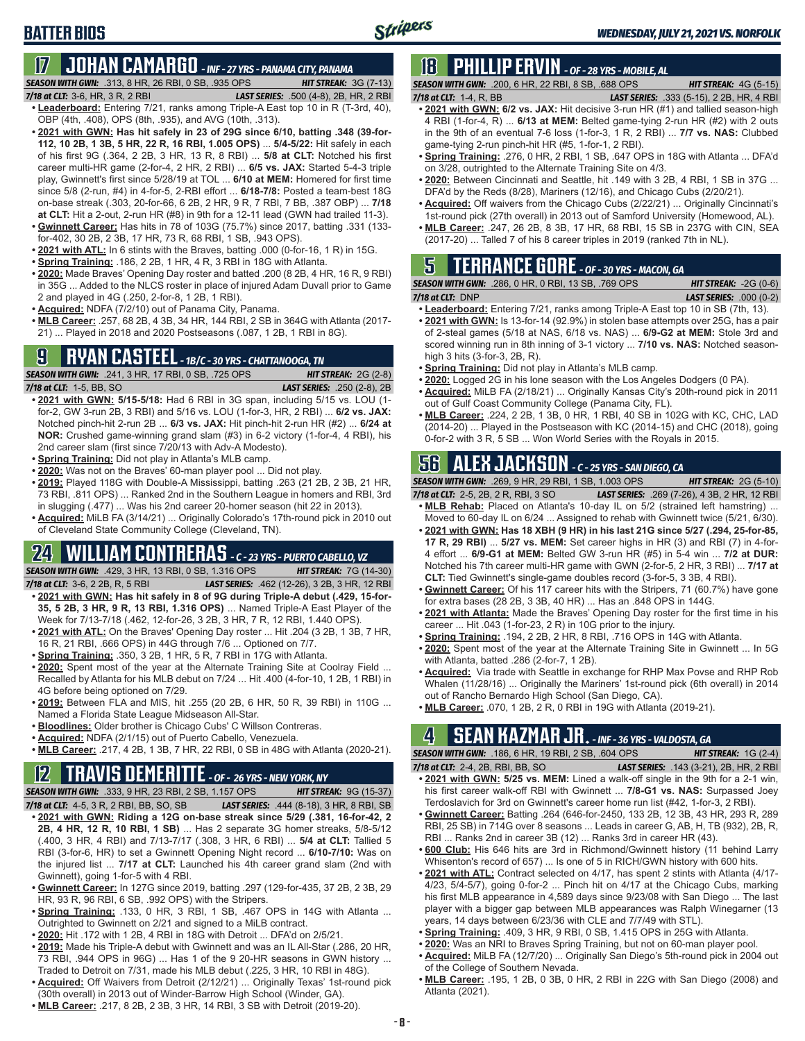# BATTER BIOS

## 17 JOHAN CAMARGO - INF - 27 YRS - PANAMA CITY, PANAMA

**SEASON WITH GWN:** .313, 8 HR, 26 RBI, 0 SB, .935 OPS — **HIT STREAK:** 3G (7-13)
**7/18 at CLT:** 3-6, HR, 3 R, 2 RBI — **LAST SERIES:** .500 (4-8), 2B, HR, 2 RBI

- **Leaderboard:** Entering 7/21, ranks among Triple-A East top 10 in R (T-3rd, 40), OBP (4th, .408), OPS (8th, .935), and AVG (10th, .313).
- **2021 with GWN: Has hit safely in 23 of 29G since 6/10, batting .348 (39-for-112, 10 2B, 1 3B, 5 HR, 22 R, 16 RBI, 1.005 OPS)** ... **5/4-5/22:** Hit safely in each of his first 9G (.364, 2 2B, 3 HR, 13 R, 8 RBI) ... **5/8 at CLT:** Notched his first career multi-HR game (2-for-4, 2 HR, 2 RBI) ... **6/5 vs. JAX:** Started 5-4-3 triple play, Gwinnett's first since 5/28/19 at TOL ... **6/10 at MEM:** Homered for first time since 5/8 (2-run, #4) in 4-for-5, 2-RBI effort ... **6/18-7/8:** Posted a team-best 18G on-base streak (.303, 20-for-66, 6 2B, 2 HR, 9 R, 7 RBI, 7 BB, .387 OBP) ... **7/18 at CLT:** Hit a 2-out, 2-run HR (#8) in 9th for a 12-11 lead (GWN had trailed 11-3).
- **Gwinnett Career:** Has hits in 78 of 103G (75.7%) since 2017, batting .331 (133-for-402, 30 2B, 2 3B, 17 HR, 73 R, 68 RBI, 1 SB, .943 OPS).
- **2021 with ATL:** In 6 stints with the Braves, batting .000 (0-for-16, 1 R) in 15G.
- **Spring Training:** .186, 2 2B, 1 HR, 4 R, 3 RBI in 18G with Atlanta.
- **2020:** Made Braves' Opening Day roster and batted .200 (8 2B, 4 HR, 16 R, 9 RBI) in 35G ... Added to the NLCS roster in place of injured Adam Duvall prior to Game 2 and played in 4G (.250, 2-for-8, 1 2B, 1 RBI).
- **Acquired:** NDFA (7/2/10) out of Panama City, Panama.
- **MLB Career:** .257, 68 2B, 4 3B, 34 HR, 144 RBI, 2 SB in 364G with Atlanta (2017-21) ... Played in 2018 and 2020 Postseasons (.087, 1 2B, 1 RBI in 8G).

## 9 RYAN CASTEEL - 1B/C - 30 YRS - CHATTANOOGA, TN

**SEASON WITH GWN:** .241, 3 HR, 17 RBI, 0 SB, .725 OPS — **HIT STREAK:** 2G (2-8)
**7/18 at CLT:** 1-5, BB, SO — **LAST SERIES:** .250 (2-8), 2B

- **2021 with GWN: 5/15-5/18:** Had 6 RBI in 3G span, including 5/15 vs. LOU (1-for-2, GW 3-run 2B, 3 RBI) and 5/16 vs. LOU (1-for-3, HR, 2 RBI) ... **6/2 vs. JAX:** Notched pinch-hit 2-run 2B ... **6/3 vs. JAX:** Hit pinch-hit 2-run HR (#2) ... **6/24 at NOR:** Crushed game-winning grand slam (#3) in 6-2 victory (1-for-4, 4 RBI), his 2nd career slam (first since 7/20/13 with Adv-A Modesto).
- **Spring Training:** Did not play in Atlanta's MLB camp.
- **2020:** Was not on the Braves' 60-man player pool ... Did not play.
- **2019:** Played 118G with Double-A Mississippi, batting .263 (21 2B, 2 3B, 21 HR, 73 RBI, .811 OPS) ... Ranked 2nd in the Southern League in homers and RBI, 3rd in slugging (.477) ... Was his 2nd career 20-homer season (hit 22 in 2013).
- **Acquired:** MiLB FA (3/14/21) ... Originally Colorado's 17th-round pick in 2010 out of Cleveland State Community College (Cleveland, TN).

## 24 WILLIAM CONTRERAS - C - 23 YRS - PUERTO CABELLO, VZ

**SEASON WITH GWN:** .429, 3 HR, 13 RBI, 0 SB, 1.316 OPS — **HIT STREAK:** 7G (14-30)
**7/18 at CLT:** 3-6, 2 2B, R, 5 RBI — **LAST SERIES:** .462 (12-26), 3 2B, 3 HR, 12 RBI

- **2021 with GWN: Has hit safely in 8 of 9G during Triple-A debut (.429, 15-for-35, 5 2B, 3 HR, 9 R, 13 RBI, 1.316 OPS)** ... Named Triple-A East Player of the Week for 7/13-7/18 (.462, 12-for-26, 3 2B, 3 HR, 7 R, 12 RBI, 1.440 OPS).
- **2021 with ATL:** On the Braves' Opening Day roster ... Hit .204 (3 2B, 1 3B, 7 HR, 16 R, 21 RBI, .666 OPS) in 44G through 7/6 ... Optioned on 7/7.
- **Spring Training:** .350, 3 2B, 1 HR, 5 R, 7 RBI in 17G with Atlanta.
- **2020:** Spent most of the year at the Alternate Training Site at Coolray Field ... Recalled by Atlanta for his MLB debut on 7/24 ... Hit .400 (4-for-10, 1 2B, 1 RBI) in 4G before being optioned on 7/29.
- **2019:** Between FLA and MIS, hit .255 (20 2B, 6 HR, 50 R, 39 RBI) in 110G ... Named a Florida State League Midseason All-Star.
- **Bloodlines:** Older brother is Chicago Cubs' C Willson Contreras.
- **Acquired:** NDFA (2/1/15) out of Puerto Cabello, Venezuela.
- **MLB Career:** .217, 4 2B, 1 3B, 7 HR, 22 RBI, 0 SB in 48G with Atlanta (2020-21).

## 12 TRAVIS DEMERITTE - OF - 26 YRS - NEW YORK, NY

**SEASON WITH GWN:** .333, 9 HR, 23 RBI, 2 SB, 1.157 OPS — **HIT STREAK:** 9G (15-37)
**7/18 at CLT:** 4-5, 3 R, 2 RBI, BB, SO, SB — **LAST SERIES:** .444 (8-18), 3 HR, 8 RBI, SB

- **2021 with GWN: Riding a 12G on-base streak since 5/29 (.381, 16-for-42, 2 2B, 4 HR, 12 R, 10 RBI, 1 SB)** ... Has 2 separate 3G homer streaks, 5/8-5/12 (.400, 3 HR, 4 RBI) and 7/13-7/17 (.308, 3 HR, 6 RBI) ... **5/4 at CLT:** Tallied 5 RBI (3-for-6, HR) to set a Gwinnett Opening Night record ... **6/10-7/10:** Was on the injured list ... **7/17 at CLT:** Launched his 4th career grand slam (2nd with Gwinnett), going 1-for-5 with 4 RBI.
- **Gwinnett Career:** In 127G since 2019, batting .297 (129-for-435, 37 2B, 2 3B, 29 HR, 93 R, 96 RBI, 6 SB, .992 OPS) with the Stripers.
- **Spring Training:** .133, 0 HR, 3 RBI, 1 SB, .467 OPS in 14G with Atlanta ... Outrighted to Gwinnett on 2/21 and signed to a MiLB contract.
- **2020:** Hit .172 with 1 2B, 4 RBI in 18G with Detroit ... DFA'd on 2/5/21.
- **2019:** Made his Triple-A debut with Gwinnett and was an IL All-Star (.286, 20 HR, 73 RBI, .944 OPS in 96G) ... Has 1 of the 9 20-HR seasons in GWN history ... Traded to Detroit on 7/31, made his MLB debut (.225, 3 HR, 10 RBI in 48G).
- **Acquired:** Off Waivers from Detroit (2/12/21) ... Originally Texas' 1st-round pick (30th overall) in 2013 out of Winder-Barrow High School (Winder, GA).
- **MLB Career:** .217, 8 2B, 2 3B, 3 HR, 14 RBI, 3 SB with Detroit (2019-20).

## 18 PHILLIP ERVIN - OF - 28 YRS - MOBILE, AL

**SEASON WITH GWN:** .200, 6 HR, 22 RBI, 8 SB, .688 OPS — **HIT STREAK:** 4G (5-15)
**7/18 at CLT:** 1-4, R, BB — **LAST SERIES:** .333 (5-15), 2 2B, HR, 4 RBI

- **2021 with GWN: 6/2 vs. JAX:** Hit decisive 3-run HR (#1) and tallied season-high 4 RBI (1-for-4, R) ... **6/13 at MEM:** Belted game-tying 2-run HR (#2) with 2 outs in the 9th for an eventual 7-6 loss (1-for-3, 1 R, 2 RBI) ... **7/7 vs. NAS:** Clubbed game-tying 2-run pinch-hit HR (#5, 1-for-1, 2 RBI).
- **Spring Training:** .276, 0 HR, 2 RBI, 1 SB, .647 OPS in 18G with Atlanta ... DFA'd on 3/28, outrighted to the Alternate Training Site on 4/3.
- **2020:** Between Cincinnati and Seattle, hit .149 with 3 2B, 4 RBI, 1 SB in 37G ... DFA'd by the Reds (8/28), Mariners (12/16), and Chicago Cubs (2/20/21).
- **Acquired:** Off waivers from the Chicago Cubs (2/22/21) ... Originally Cincinnati's 1st-round pick (27th overall) in 2013 out of Samford University (Homewood, AL).
- **MLB Career:** .247, 26 2B, 8 3B, 17 HR, 68 RBI, 15 SB in 237G with CIN, SEA (2017-20) ... Talled 7 of his 8 career triples in 2019 (ranked 7th in NL).

## 5 TERRANCE GORE - OF - 30 YRS - MACON, GA

**SEASON WITH GWN:** .286, 0 HR, 0 RBI, 13 SB, .769 OPS — **HIT STREAK:** -2G (0-6)
**7/18 at CLT:** DNP — **LAST SERIES:** .000 (0-2)

- **Leaderboard:** Entering 7/21, ranks among Triple-A East top 10 in SB (7th, 13).
- **2021 with GWN:** Is 13-for-14 (92.9%) in stolen base attempts over 25G, has a pair of 2-steal games (5/18 at NAS, 6/18 vs. NAS) ... **6/9-G2 at MEM:** Stole 3rd and scored winning run in 8th inning of 3-1 victory ... **7/10 vs. NAS:** Notched season-high 3 hits (3-for-3, 2B, R).
- **Spring Training:** Did not play in Atlanta's MLB camp.
- **2020:** Logged 2G in his lone season with the Los Angeles Dodgers (0 PA).
- **Acquired:** MiLB FA (2/18/21) ... Originally Kansas City's 20th-round pick in 2011 out of Gulf Coast Community College (Panama City, FL).
- **MLB Career:** .224, 2 2B, 1 3B, 0 HR, 1 RBI, 40 SB in 102G with KC, CHC, LAD (2014-20) ... Played in the Postseason with KC (2014-15) and CHC (2018), going 0-for-2 with 3 R, 5 SB ... Won World Series with the Royals in 2015.

## 56 ALEX JACKSON - C - 25 YRS - SAN DIEGO, CA

**SEASON WITH GWN:** .269, 9 HR, 29 RBI, 1 SB, 1.003 OPS — **HIT STREAK:** 2G (5-10)
**7/18 at CLT:** 2-5, 2B, 2 R, RBI, 3 SO — **LAST SERIES:** .269 (7-26), 4 3B, 2 HR, 12 RBI

- **MLB Rehab:** Placed on Atlanta's 10-day IL on 5/2 (strained left hamstring) ... Moved to 60-day IL on 6/24 ... Assigned to rehab with Gwinnett twice (5/21, 6/30).
- **2021 with GWN: Has 18 XBH (9 HR) in his last 21G since 5/27 (.294, 25-for-85, 17 R, 29 RBI)** ... **5/27 vs. MEM:** Set career highs in HR (3) and RBI (7) in 4-for-4 effort ... **6/9-G1 at MEM:** Belted GW 3-run HR (#5) in 5-4 win ... **7/2 at DUR:** Notched his 7th career multi-HR game with GWN (2-for-5, 2 HR, 3 RBI) ... **7/17 at CLT:** Tied Gwinnett's single-game doubles record (3-for-5, 3 3B, 4 RBI).
- **Gwinnett Career:** Of his 117 career hits with the Stripers, 71 (60.7%) have gone for extra bases (28 2B, 3 3B, 40 HR) ... Has an .848 OPS in 144G.
- **2021 with Atlanta:** Made the Braves' Opening Day roster for the first time in his career ... Hit .043 (1-for-23, 2 R) in 10G prior to the injury.
- **Spring Training:** .194, 2 2B, 2 HR, 8 RBI, .716 OPS in 14G with Atlanta.
- **2020:** Spent most of the year at the Alternate Training Site in Gwinnett ... In 5G with Atlanta, batted .286 (2-for-7, 1 2B).
- **Acquired:** Via trade with Seattle in exchange for RHP Max Povse and RHP Rob Whalen (11/28/16) ... Originally the Mariners' 1st-round pick (6th overall) in 2014 out of Rancho Bernardo High School (San Diego, CA).
- **MLB Career:** .070, 1 2B, 2 R, 0 RBI in 19G with Atlanta (2019-21).

## 4 SEAN KAZMAR JR. - INF - 36 YRS - VALDOSTA, GA

**SEASON WITH GWN:** .186, 6 HR, 19 RBI, 2 SB, .604 OPS — **HIT STREAK:** 1G (2-4)
**7/18 at CLT:** 2-4, 2B, RBI, BB, SO — **LAST SERIES:** .143 (3-21), 2B, HR, 2 RBI

- **2021 with GWN: 5/25 vs. MEM:** Lined a walk-off single in the 9th for a 2-1 win, his first career walk-off RBI with Gwinnett ... **7/8-G1 vs. NAS:** Surpassed Joey Terdoslavich for 3rd on Gwinnett's career home run list (#42, 1-for-3, 2 RBI).
- **Gwinnett Career:** Batting .264 (646-for-2450, 133 2B, 12 3B, 43 HR, 293 R, 289 RBI, 25 SB) in 714G over 8 seasons ... Leads in career G, AB, H, TB (932), 2B, R, RBI ... Ranks 2nd in career 3B (12) ... Ranks 3rd in career HR (43).
- **600 Club:** His 646 hits are 3rd in Richmond/Gwinnett history (11 behind Larry Whisenton's record of 657) ... Is one of 5 in RICH/GWN history with 600 hits.
- **2021 with ATL:** Contract selected on 4/17, has spent 2 stints with Atlanta (4/17-4/23, 5/4-5/7), going 0-for-2 ... Pinch hit on 4/17 at the Chicago Cubs, marking his first MLB appearance in 4,589 days since 9/23/08 with San Diego ... The last player with a bigger gap between MLB appearances was Ralph Winegarner (13 years, 14 days between 6/23/36 with CLE and 7/7/49 with STL).
- **Spring Training:** .409, 3 HR, 9 RBI, 0 SB, 1.415 OPS in 25G with Atlanta.
- **2020:** Was an NRI to Braves Spring Training, but not on 60-man player pool.
- **Acquired:** MiLB FA (12/7/20) ... Originally San Diego's 5th-round pick in 2004 out of the College of Southern Nevada.
- **MLB Career:** .195, 1 2B, 0 3B, 0 HR, 2 RBI in 22G with San Diego (2008) and Atlanta (2021).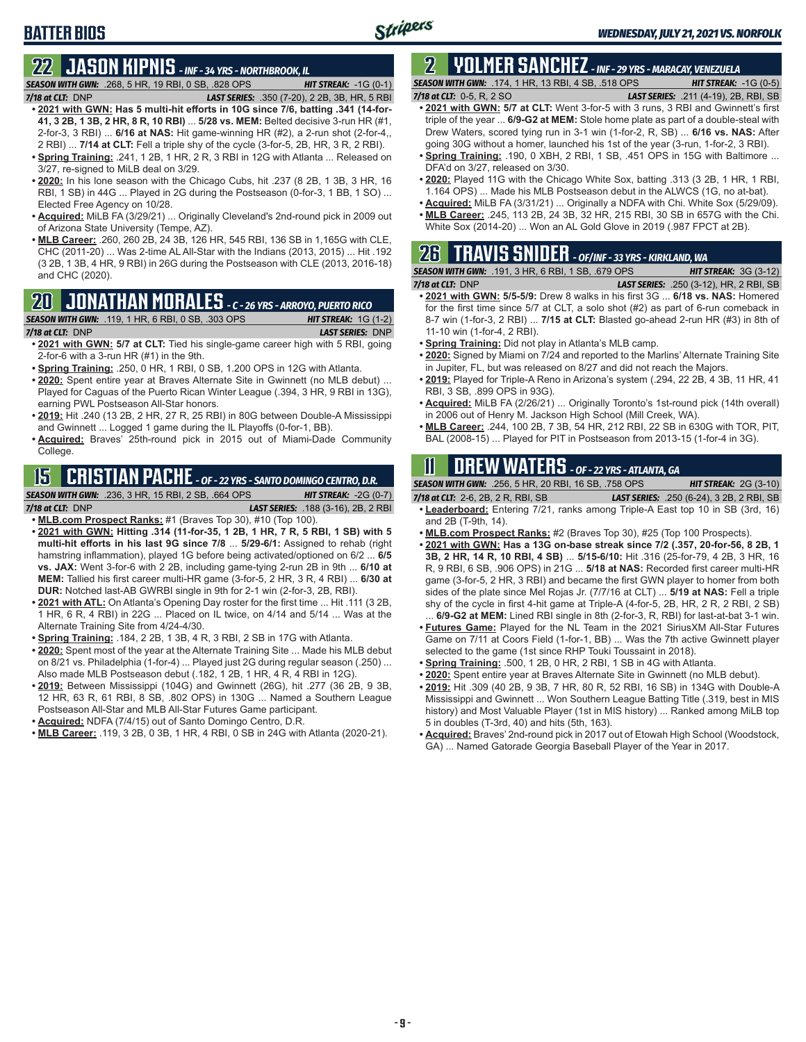# BATTER BIOS

## 22 JASON KIPNIS - INF - 34 YRS - NORTHBROOK, IL

***SEASON WITH GWN:*** .268, 5 HR, 19 RBI, 0 SB, .828 OPS ***HIT STREAK:*** -1G (0-1)
***7/18 at CLT:*** DNP ***LAST SERIES:*** .350 (7-20), 2 2B, 3B, HR, 5 RBI

- **2021 with GWN: Has 5 multi-hit efforts in 10G since 7/6, batting .341 (14-for-41, 3 2B, 1 3B, 2 HR, 8 R, 10 RBI)** ... **5/28 vs. MEM:** Belted decisive 3-run HR (#1, 2-for-3, 3 RBI) ... **6/16 at NAS:** Hit game-winning HR (#2), a 2-run shot (2-for-4,, 2 RBI) ... **7/14 at CLT:** Fell a triple shy of the cycle (3-for-5, 2B, HR, 3 R, 2 RBI).
- **Spring Training:** .241, 1 2B, 1 HR, 2 R, 3 RBI in 12G with Atlanta ... Released on 3/27, re-signed to MiLB deal on 3/29.
- **2020:** In his lone season with the Chicago Cubs, hit .237 (8 2B, 1 3B, 3 HR, 16 RBI, 1 SB) in 44G ... Played in 2G during the Postseason (0-for-3, 1 BB, 1 SO) ... Elected Free Agency on 10/28.
- **Acquired:** MiLB FA (3/29/21) ... Originally Cleveland's 2nd-round pick in 2009 out of Arizona State University (Tempe, AZ).
- **MLB Career:** .260, 260 2B, 24 3B, 126 HR, 545 RBI, 136 SB in 1,165G with CLE, CHC (2011-20) ... Was 2-time AL All-Star with the Indians (2013, 2015) ... Hit .192 (3 2B, 1 3B, 4 HR, 9 RBI) in 26G during the Postseason with CLE (2013, 2016-18) and CHC (2020).

## 20 JONATHAN MORALES - C - 26 YRS - ARROYO, PUERTO RICO

***SEASON WITH GWN:*** .119, 1 HR, 6 RBI, 0 SB, .303 OPS ***HIT STREAK:*** 1G (1-2)
***7/18 at CLT:*** DNP ***LAST SERIES:*** DNP

- **2021 with GWN: 5/7 at CLT:** Tied his single-game career high with 5 RBI, going 2-for-6 with a 3-run HR (#1) in the 9th.
- **Spring Training:** .250, 0 HR, 1 RBI, 0 SB, 1.200 OPS in 12G with Atlanta.
- **2020:** Spent entire year at Braves Alternate Site in Gwinnett (no MLB debut) ... Played for Caguas of the Puerto Rican Winter League (.394, 3 HR, 9 RBI in 13G), earning PWL Postseason All-Star honors.
- **2019:** Hit .240 (13 2B, 2 HR, 27 R, 25 RBI) in 80G between Double-A Mississippi and Gwinnett ... Logged 1 game during the IL Playoffs (0-for-1, BB).
- **Acquired:** Braves' 25th-round pick in 2015 out of Miami-Dade Community College.

## 15 CRISTIAN PACHE - OF - 22 YRS - SANTO DOMINGO CENTRO, D.R.

***SEASON WITH GWN:*** .236, 3 HR, 15 RBI, 2 SB, .664 OPS ***HIT STREAK:*** -2G (0-7)
***7/18 at CLT:*** DNP ***LAST SERIES:*** .188 (3-16), 2B, 2 RBI

- **MLB.com Prospect Ranks:** #1 (Braves Top 30), #10 (Top 100).
- **2021 with GWN: Hitting .314 (11-for-35, 1 2B, 1 HR, 7 R, 5 RBI, 1 SB) with 5 multi-hit efforts in his last 9G since 7/8** ... **5/29-6/1:** Assigned to rehab (right hamstring inflammation), played 1G before being activated/optioned on 6/2 ... **6/5 vs. JAX:** Went 3-for-6 with 2 2B, including game-tying 2-run 2B in 9th ... **6/10 at MEM:** Tallied his first career multi-HR game (3-for-5, 2 HR, 3 R, 4 RBI) ... **6/30 at DUR:** Notched last-AB GWRBI single in 9th for 2-1 win (2-for-3, 2B, RBI).
- **2021 with ATL:** On Atlanta's Opening Day roster for the first time ... Hit .111 (3 2B, 1 HR, 6 R, 4 RBI) in 22G ... Placed on IL twice, on 4/14 and 5/14 ... Was at the Alternate Training Site from 4/24-4/30.
- **Spring Training:** .184, 2 2B, 1 3B, 4 R, 3 RBI, 2 SB in 17G with Atlanta.
- **2020:** Spent most of the year at the Alternate Training Site ... Made his MLB debut on 8/21 vs. Philadelphia (1-for-4) ... Played just 2G during regular season (.250) ... Also made MLB Postseason debut (.182, 1 2B, 1 HR, 4 R, 4 RBI in 12G).
- **2019:** Between Mississippi (104G) and Gwinnett (26G), hit .277 (36 2B, 9 3B, 12 HR, 63 R, 61 RBI, 8 SB, .802 OPS) in 130G ... Named a Southern League Postseason All-Star and MLB All-Star Futures Game participant.
- **Acquired:** NDFA (7/4/15) out of Santo Domingo Centro, D.R.
- **MLB Career:** .119, 3 2B, 0 3B, 1 HR, 4 RBI, 0 SB in 24G with Atlanta (2020-21).

## 2 YOLMER SANCHEZ - INF - 29 YRS - MARACAY, VENEZUELA

***SEASON WITH GWN:*** .174, 1 HR, 13 RBI, 4 SB, .518 OPS ***HIT STREAK:*** -1G (0-5)
***7/18 at CLT:*** 0-5, R, 2 SO ***LAST SERIES:*** .211 (4-19), 2B, RBI, SB

- **2021 with GWN: 5/7 at CLT:** Went 3-for-5 with 3 runs, 3 RBI and Gwinnett's first triple of the year ... **6/9-G2 at MEM:** Stole home plate as part of a double-steal with Drew Waters, scored tying run in 3-1 win (1-for-2, R, SB) ... **6/16 vs. NAS:** After going 30G without a homer, launched his 1st of the year (3-run, 1-for-2, 3 RBI).
- **Spring Training:** .190, 0 XBH, 2 RBI, 1 SB, .451 OPS in 15G with Baltimore ... DFA'd on 3/27, released on 3/30.
- **2020:** Played 11G with the Chicago White Sox, batting .313 (3 2B, 1 HR, 1 RBI, 1.164 OPS) ... Made his MLB Postseason debut in the ALWCS (1G, no at-bat).
- **Acquired:** MiLB FA (3/31/21) ... Originally a NDFA with Chi. White Sox (5/29/09).
- **MLB Career:** .245, 113 2B, 24 3B, 32 HR, 215 RBI, 30 SB in 657G with the Chi. White Sox (2014-20) ... Won an AL Gold Glove in 2019 (.987 FPCT at 2B).

## 26 TRAVIS SNIDER - OF/INF - 33 YRS - KIRKLAND, WA

***SEASON WITH GWN:*** .191, 3 HR, 6 RBI, 1 SB, .679 OPS ***HIT STREAK:*** 3G (3-12)
***7/18 at CLT:*** DNP ***LAST SERIES:*** .250 (3-12), HR, 2 RBI, SB

- **2021 with GWN: 5/5-5/9:** Drew 8 walks in his first 3G ... **6/18 vs. NAS:** Homered for the first time since 5/7 at CLT, a solo shot (#2) as part of 6-run comeback in 8-7 win (1-for-3, 2 RBI) ... **7/15 at CLT:** Blasted go-ahead 2-run HR (#3) in 8th of 11-10 win (1-for-4, 2 RBI).
- **Spring Training:** Did not play in Atlanta's MLB camp.
- **2020:** Signed by Miami on 7/24 and reported to the Marlins' Alternate Training Site in Jupiter, FL, but was released on 8/27 and did not reach the Majors.
- **2019:** Played for Triple-A Reno in Arizona's system (.294, 22 2B, 4 3B, 11 HR, 41 RBI, 3 SB, .899 OPS in 93G).
- **Acquired:** MiLB FA (2/26/21) ... Originally Toronto's 1st-round pick (14th overall) in 2006 out of Henry M. Jackson High School (Mill Creek, WA).
- **MLB Career:** .244, 100 2B, 7 3B, 54 HR, 212 RBI, 22 SB in 630G with TOR, PIT, BAL (2008-15) ... Played for PIT in Postseason from 2013-15 (1-for-4 in 3G).

## 11 DREW WATERS - OF - 22 YRS - ATLANTA, GA

***SEASON WITH GWN:*** .256, 5 HR, 20 RBI, 16 SB, .758 OPS ***HIT STREAK:*** 2G (3-10)
***7/18 at CLT:*** 2-6, 2B, 2 R, RBI, SB ***LAST SERIES:*** .250 (6-24), 3 2B, 2 RBI, SB

- **Leaderboard:** Entering 7/21, ranks among Triple-A East top 10 in SB (3rd, 16) and 2B (T-9th, 14).
- **MLB.com Prospect Ranks:** #2 (Braves Top 30), #25 (Top 100 Prospects).
- **2021 with GWN: Has a 13G on-base streak since 7/2 (.357, 20-for-56, 8 2B, 1 3B, 2 HR, 14 R, 10 RBI, 4 SB)** ... **5/15-6/10:** Hit .316 (25-for-79, 4 2B, 3 HR, 16 R, 9 RBI, 6 SB, .906 OPS) in 21G ... **5/18 at NAS:** Recorded first career multi-HR game (3-for-5, 2 HR, 3 RBI) and became the first GWN player to homer from both sides of the plate since Mel Rojas Jr. (7/7/16 at CLT) ... **5/19 at NAS:** Fell a triple shy of the cycle in first 4-hit game at Triple-A (4-for-5, 2B, HR, 2 R, 2 RBI, 2 SB) ... **6/9-G2 at MEM:** Lined RBI single in 8th (2-for-3, R, RBI) for last-at-bat 3-1 win.
- **Futures Game:** Played for the NL Team in the 2021 SiriusXM All-Star Futures Game on 7/11 at Coors Field (1-for-1, BB) ... Was the 7th active Gwinnett player selected to the game (1st since RHP Touki Toussaint in 2018).
- **Spring Training:** .500, 1 2B, 0 HR, 2 RBI, 1 SB in 4G with Atlanta.
- **2020:** Spent entire year at Braves Alternate Site in Gwinnett (no MLB debut).
- **2019:** Hit .309 (40 2B, 9 3B, 7 HR, 80 R, 52 RBI, 16 SB) in 134G with Double-A Mississippi and Gwinnett ... Won Southern League Batting Title (.319, best in MIS history) and Most Valuable Player (1st in MIS history) ... Ranked among MiLB top 5 in doubles (T-3rd, 40) and hits (5th, 163).
- **Acquired:** Braves' 2nd-round pick in 2017 out of Etowah High School (Woodstock, GA) ... Named Gatorade Georgia Baseball Player of the Year in 2017.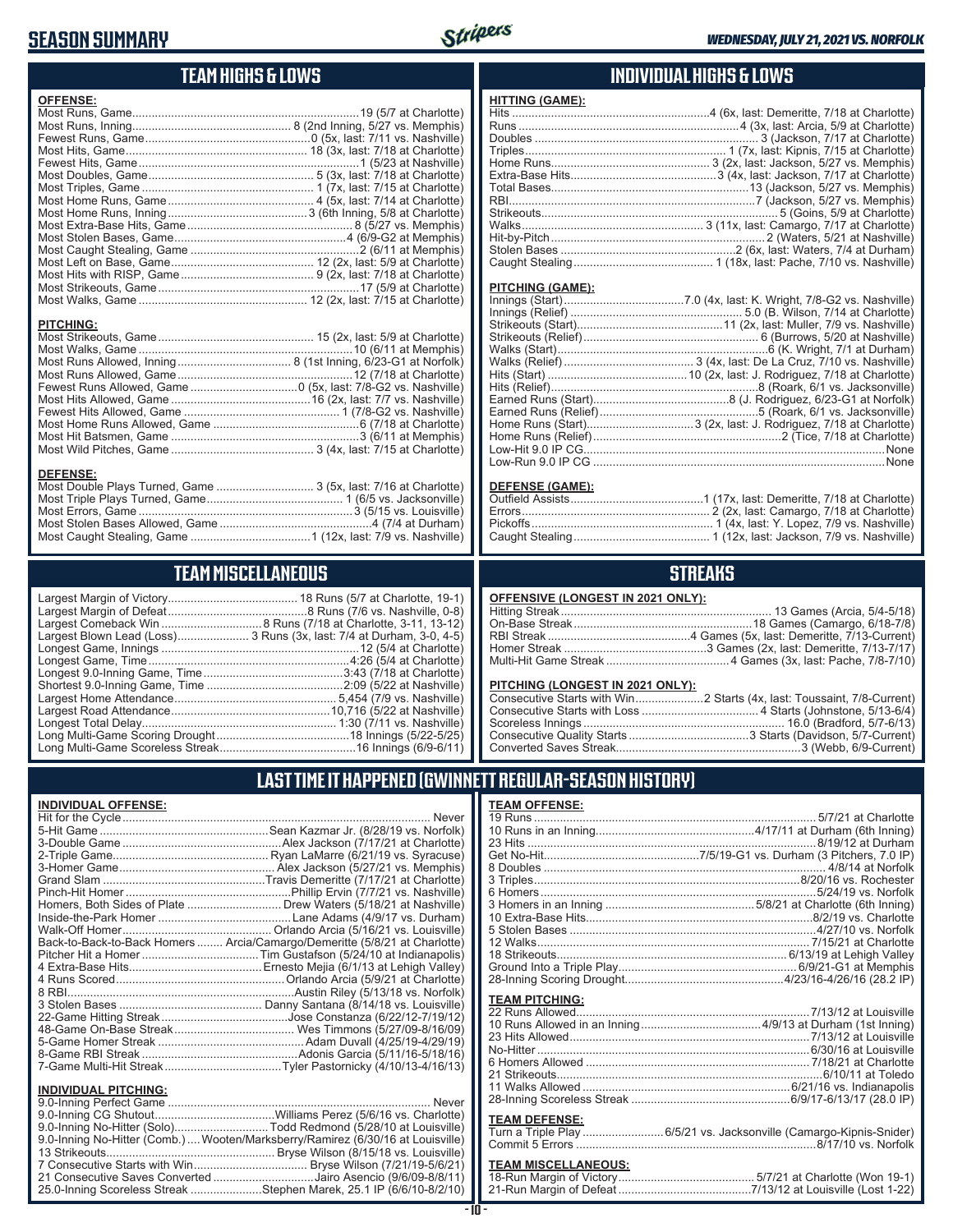# SEASON SUMMARY

*WEDNESDAY, JULY 21, 2021 VS. NORFOLK*

## TEAM HIGHS & LOWS

**OFFENSE:**

| | |
|---|---|
| Most Runs, Game | 19 (5/7 at Charlotte) |
| Most Runs, Inning | 8 (2nd Inning, 5/27 vs. Memphis) |
| Fewest Runs, Game | 0 (5x, last: 7/11 vs. Nashville) |
| Most Hits, Game | 18 (3x, last: 7/18 at Charlotte) |
| Fewest Hits, Game | 1 (5/23 at Nashville) |
| Most Doubles, Game | 5 (3x, last: 7/18 at Charlotte) |
| Most Triples, Game | 1 (7x, last: 7/15 at Charlotte) |
| Most Home Runs, Game | 4 (5x, last: 7/14 at Charlotte) |
| Most Home Runs, Inning | 3 (6th Inning, 5/8 at Charlotte) |
| Most Extra-Base Hits, Game | 8 (5/27 vs. Memphis) |
| Most Stolen Bases, Game | 4 (6/9-G2 at Memphis) |
| Most Caught Stealing, Game | 2 (6/11 at Memphis) |
| Most Left on Base, Game | 12 (2x, last: 5/9 at Charlotte) |
| Most Hits with RISP, Game | 9 (2x, last: 7/18 at Charlotte) |
| Most Strikeouts, Game | 17 (5/9 at Charlotte) |
| Most Walks, Game | 12 (2x, last: 7/15 at Charlotte) |

**PITCHING:**

| | |
|---|---|
| Most Strikeouts, Game | 15 (2x, last: 5/9 at Charlotte) |
| Most Walks, Game | 10 (6/11 at Memphis) |
| Most Runs Allowed, Inning | 8 (1st Inning, 6/23-G1 at Norfolk) |
| Most Runs Allowed, Game | 12 (7/18 at Charlotte) |
| Fewest Runs Allowed, Game | 0 (5x, last: 7/8-G2 vs. Nashville) |
| Most Hits Allowed, Game | 16 (2x, last: 7/7 vs. Nashville) |
| Fewest Hits Allowed, Game | 1 (7/8-G2 vs. Nashville) |
| Most Home Runs Allowed, Game | 6 (7/18 at Charlotte) |
| Most Hit Batsmen, Game | 3 (6/11 at Memphis) |
| Most Wild Pitches, Game | 3 (4x, last: 7/15 at Charlotte) |

**DEFENSE:**

| | |
|---|---|
| Most Double Plays Turned, Game | 3 (5x, last: 7/16 at Charlotte) |
| Most Triple Plays Turned, Game | 1 (6/5 vs. Jacksonville) |
| Most Errors, Game | 3 (5/15 vs. Louisville) |
| Most Stolen Bases Allowed, Game | 4 (7/4 at Durham) |
| Most Caught Stealing, Game | 1 (12x, last: 7/9 vs. Nashville) |

## INDIVIDUAL HIGHS & LOWS

**HITTING (GAME):**

| | |
|---|---|
| Hits | 4 (6x, last: Demeritte, 7/18 at Charlotte) |
| Runs | 4 (3x, last: Arcia, 5/9 at Charlotte) |
| Doubles | 3 (Jackson, 7/17 at Charlotte) |
| Triples | 1 (7x, last: Kipnis, 7/15 at Charlotte) |
| Home Runs | 3 (2x, last: Jackson, 5/27 vs. Memphis) |
| Extra-Base Hits | 3 (4x, last: Jackson, 7/17 at Charlotte) |
| Total Bases | 13 (Jackson, 5/27 vs. Memphis) |
| RBI | 7 (Jackson, 5/27 vs. Memphis) |
| Strikeouts | 5 (Goins, 5/9 at Charlotte) |
| Walks | 3 (11x, last: Camargo, 7/17 at Charlotte) |
| Hit-by-Pitch | 2 (Waters, 5/21 at Nashville) |
| Stolen Bases | 2 (6x, last: Waters, 7/4 at Durham) |
| Caught Stealing | 1 (18x, last: Pache, 7/10 vs. Nashville) |

**PITCHING (GAME):**

| | |
|---|---|
| Innings (Start) | 7.0 (4x, last: K. Wright, 7/8-G2 vs. Nashville) |
| Innings (Relief) | 5.0 (B. Wilson, 7/14 at Charlotte) |
| Strikeouts (Start) | 11 (2x, last: Muller, 7/9 vs. Nashville) |
| Strikeouts (Relief) | 6 (Burrows, 5/20 at Nashville) |
| Walks (Start) | 6 (K. Wright, 7/1 at Durham) |
| Walks (Relief) | 3 (4x, last: De La Cruz, 7/10 vs. Nashville) |
| Hits (Start) | 10 (2x, last: J. Rodriguez, 7/18 at Charlotte) |
| Hits (Relief) | 8 (Roark, 6/1 vs. Jacksonville) |
| Earned Runs (Start) | 8 (J. Rodriguez, 6/23-G1 at Norfolk) |
| Earned Runs (Relief) | 5 (Roark, 6/1 vs. Jacksonville) |
| Home Runs (Start) | 3 (2x, last: J. Rodriguez, 7/18 at Charlotte) |
| Home Runs (Relief) | 2 (Tice, 7/18 at Charlotte) |
| Low-Hit 9.0 IP CG | None |
| Low-Run 9.0 IP CG | None |

**DEFENSE (GAME):**

| | |
|---|---|
| Outfield Assists | 1 (17x, last: Demeritte, 7/18 at Charlotte) |
| Errors | 2 (2x, last: Camargo, 7/18 at Charlotte) |
| Pickoffs | 1 (4x, last: Y. Lopez, 7/9 vs. Nashville) |
| Caught Stealing | 1 (12x, last: Jackson, 7/9 vs. Nashville) |

## TEAM MISCELLANEOUS

| | |
|---|---|
| Largest Margin of Victory | 18 Runs (5/7 at Charlotte, 19-1) |
| Largest Margin of Defeat | 8 Runs (7/6 vs. Nashville, 0-8) |
| Largest Comeback Win | 8 Runs (7/18 at Charlotte, 3-11, 13-12) |
| Largest Blown Lead (Loss) | 3 Runs (3x, last: 7/4 at Durham, 3-0, 4-5) |
| Longest Game, Innings | 12 (5/4 at Charlotte) |
| Longest Game, Time | 4:26 (5/4 at Charlotte) |
| Longest 9.0-Inning Game, Time | 3:43 (7/18 at Charlotte) |
| Shortest 9.0-Inning Game, Time | 2:09 (5/22 at Nashville) |
| Largest Home Attendance | 5,454 (7/9 vs. Nashville) |
| Largest Road Attendance | 10,716 (5/22 at Nashville) |
| Longest Total Delay | 1:30 (7/11 vs. Nashville) |
| Long Multi-Game Scoring Drought | 18 Innings (5/22-5/25) |
| Long Multi-Game Scoreless Streak | 16 Innings (6/9-6/11) |

## STREAKS

**OFFENSIVE (LONGEST IN 2021 ONLY):**

| | |
|---|---|
| Hitting Streak | 13 Games (Arcia, 5/4-5/18) |
| On-Base Streak | 18 Games (Camargo, 6/18-7/8) |
| RBI Streak | 4 Games (5x, last: Demeritte, 7/13-Current) |
| Homer Streak | 3 Games (2x, last: Demeritte, 7/13-7/17) |
| Multi-Hit Game Streak | 4 Games (3x, last: Pache, 7/8-7/10) |

**PITCHING (LONGEST IN 2021 ONLY):**

| | |
|---|---|
| Consecutive Starts with Win | 2 Starts (4x, last: Toussaint, 7/8-Current) |
| Consecutive Starts with Loss | 4 Starts (Johnstone, 5/13-6/4) |
| Scoreless Innings | 16.0 (Bradford, 5/7-6/13) |
| Consecutive Quality Starts | 3 Starts (Davidson, 5/7-Current) |
| Converted Saves Streak | 3 (Webb, 6/9-Current) |

## LAST TIME IT HAPPENED (GWINNETT REGULAR-SEASON HISTORY)

**INDIVIDUAL OFFENSE:**

| | |
|---|---|
| Hit for the Cycle | Never |
| 5-Hit Game | Sean Kazmar Jr. (8/28/19 vs. Norfolk) |
| 3-Double Game | Alex Jackson (7/17/21 at Charlotte) |
| 2-Triple Game | Ryan LaMarre (6/21/19 vs. Syracuse) |
| 3-Homer Game | Alex Jackson (5/27/21 vs. Memphis) |
| Grand Slam | Travis Demeritte (7/17/21 at Charlotte) |
| Pinch-Hit Homer | Phillip Ervin (7/7/21 vs. Nashville) |
| Homers, Both Sides of Plate | Drew Waters (5/18/21 at Nashville) |
| Inside-the-Park Homer | Lane Adams (4/9/17 vs. Durham) |
| Walk-Off Homer | Orlando Arcia (5/16/21 vs. Louisville) |
| Back-to-Back-to-Back Homers | Arcia/Camargo/Demeritte (5/8/21 at Charlotte) |
| Pitcher Hit a Homer | Tim Gustafson (5/24/10 at Indianapolis) |
| 4 Extra-Base Hits | Ernesto Mejia (6/1/13 at Lehigh Valley) |
| 4 Runs Scored | Orlando Arcia (5/9/21 at Charlotte) |
| 8 RBI | Austin Riley (5/13/18 vs. Norfolk) |
| 3 Stolen Bases | Danny Santana (8/14/18 vs. Louisville) |
| 22-Game Hitting Streak | Jose Constanza (6/22/12-7/19/12) |
| 48-Game On-Base Streak | Wes Timmons (5/27/09-8/16/09) |
| 5-Game Homer Streak | Adam Duvall (4/25/19-4/29/19) |
| 8-Game RBI Streak | Adonis Garcia (5/11/16-5/18/16) |
| 7-Game Multi-Hit Streak | Tyler Pastornicky (4/10/13-4/16/13) |

**INDIVIDUAL PITCHING:**

| | |
|---|---|
| 9.0-Inning Perfect Game | Never |
| 9.0-Inning CG Shutout | Williams Perez (5/6/16 vs. Charlotte) |
| 9.0-Inning No-Hitter (Solo) | Todd Redmond (5/28/10 at Louisville) |
| 9.0-Inning No-Hitter (Comb.) | Wooten/Marksberry/Ramirez (6/30/16 at Louisville) |
| 13 Strikeouts | Bryse Wilson (8/15/18 vs. Louisville) |
| 7 Consecutive Starts with Win | Bryse Wilson (7/21/19-5/6/21) |
| 21 Consecutive Saves Converted | Jairo Asencio (9/6/09-8/8/11) |
| 25.0-Inning Scoreless Streak | Stephen Marek, 25.1 IP (6/6/10-8/2/10) |

**TEAM OFFENSE:**

| | |
|---|---|
| 19 Runs | 5/7/21 at Charlotte |
| 10 Runs in an Inning | 4/17/11 at Durham (6th Inning) |
| 23 Hits | 8/19/12 at Durham |
| Get No-Hit | 7/5/19-G1 vs. Durham (3 Pitchers, 7.0 IP) |
| 8 Doubles | 4/8/14 at Norfolk |
| 3 Triples | 8/20/16 vs. Rochester |
| 6 Homers | 5/24/19 vs. Norfolk |
| 3 Homers in an Inning | 5/8/21 at Charlotte (6th Inning) |
| 10 Extra-Base Hits | 8/2/19 vs. Charlotte |
| 5 Stolen Bases | 4/27/10 vs. Norfolk |
| 12 Walks | 7/15/21 at Charlotte |
| 18 Strikeouts | 6/13/19 at Lehigh Valley |
| Ground Into a Triple Play | 6/9/21-G1 at Memphis |
| 28-Inning Scoring Drought | 4/23/16-4/26/16 (28.2 IP) |

**TEAM PITCHING:**

| | |
|---|---|
| 22 Runs Allowed | 7/13/12 at Louisville |
| 10 Runs Allowed in an Inning | 4/9/13 at Durham (1st Inning) |
| 23 Hits Allowed | 7/13/12 at Louisville |
| No-Hitter | 6/30/16 at Louisville |
| 6 Homers Allowed | 7/18/21 at Charlotte |
| 21 Strikeouts | 6/10/11 at Toledo |
| 11 Walks Allowed | 6/21/16 vs. Indianapolis |
| 28-Inning Scoreless Streak | 6/9/17-6/13/17 (28.0 IP) |

**TEAM DEFENSE:**

| | |
|---|---|
| Turn a Triple Play | 6/5/21 vs. Jacksonville (Camargo-Kipnis-Snider) |
| Commit 5 Errors | 8/17/10 vs. Norfolk |

**TEAM MISCELLANEOUS:**

| | |
|---|---|
| 18-Run Margin of Victory | 5/7/21 at Charlotte (Won 19-1) |
| 21-Run Margin of Defeat | 7/13/12 at Louisville (Lost 1-22) |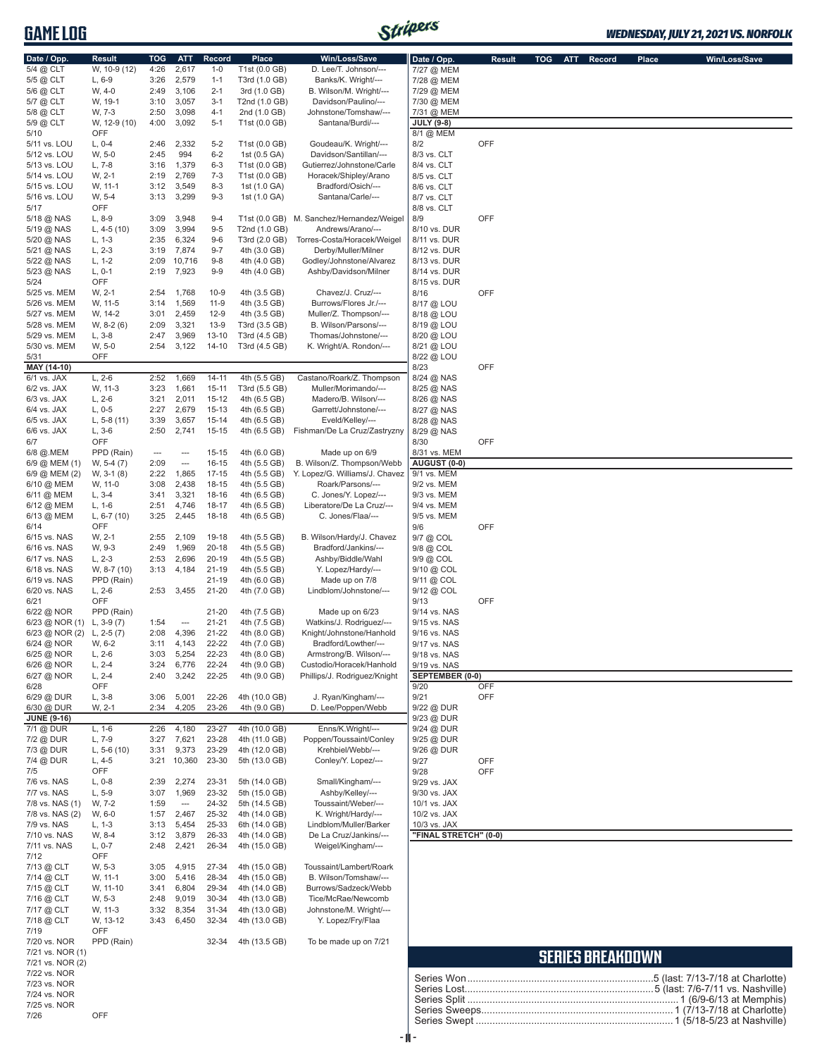# GAME LOG

*WEDNESDAY, JULY 21, 2021 VS. NORFOLK*

| Date / Opp. | Result | TOG | ATT | Record | Place | Win/Loss/Save |
|---|---|---|---|---|---|---|
| 5/4 @ CLT | W, 10-9 (12) | 4:26 | 2,617 | 1-0 | T1st (0.0 GB) | D. Lee/T. Johnson/--- |
| 5/5 @ CLT | L, 6-9 | 3:26 | 2,579 | 1-1 | T3rd (1.0 GB) | Banks/K. Wright/--- |
| 5/6 @ CLT | W, 4-0 | 2:49 | 3,106 | 2-1 | 3rd (1.0 GB) | B. Wilson/M. Wright/--- |
| 5/7 @ CLT | W, 19-1 | 3:10 | 3,057 | 3-1 | T2nd (1.0 GB) | Davidson/Paulino/--- |
| 5/8 @ CLT | W, 7-3 | 2:50 | 3,098 | 4-1 | 2nd (1.0 GB) | Johnstone/Tomshaw/--- |
| 5/9 @ CLT | W, 12-9 (10) | 4:00 | 3,092 | 5-1 | T1st (0.0 GB) | Santana/Burdi/--- |
| 5/10 | OFF | | | | | |
| 5/11 vs. LOU | L, 0-4 | 2:46 | 2,332 | 5-2 | T1st (0.0 GB) | Goudeau/K. Wright/--- |
| 5/12 vs. LOU | W, 5-0 | 2:45 | 994 | 6-2 | 1st (0.5 GA) | Davidson/Santillan/--- |
| 5/13 vs. LOU | L, 7-8 | 3:16 | 1,379 | 6-3 | T1st (0.0 GB) | Gutierrez/Johnstone/Carle |
| 5/14 vs. LOU | W, 2-1 | 2:19 | 2,769 | 7-3 | T1st (0.0 GB) | Horacek/Shipley/Arano |
| 5/15 vs. LOU | W, 11-1 | 3:12 | 3,549 | 8-3 | 1st (1.0 GA) | Bradford/Osich/--- |
| 5/16 vs. LOU | W, 5-4 | 3:13 | 3,299 | 9-3 | 1st (1.0 GA) | Santana/Carle/--- |
| 5/17 | OFF | | | | | |
| 5/18 @ NAS | L, 8-9 | 3:09 | 3,948 | 9-4 | T1st (0.0 GB) | M. Sanchez/Hernandez/Weigel |
| 5/19 @ NAS | L, 4-5 (10) | 3:09 | 3,994 | 9-5 | T2nd (1.0 GB) | Andrews/Arano/--- |
| 5/20 @ NAS | L, 1-3 | 2:35 | 6,324 | 9-6 | T3rd (2.0 GB) | Torres-Costa/Horacek/Weigel |
| 5/21 @ NAS | L, 2-3 | 3:19 | 7,874 | 9-7 | 4th (3.0 GB) | Derby/Muller/Milner |
| 5/22 @ NAS | L, 1-2 | 2:09 | 10,716 | 9-8 | 4th (4.0 GB) | Godley/Johnstone/Alvarez |
| 5/23 @ NAS | L, 0-1 | 2:19 | 7,923 | 9-9 | 4th (4.0 GB) | Ashby/Davidson/Milner |
| 5/24 | OFF | | | | | |
| 5/25 vs. MEM | W, 2-1 | 2:54 | 1,768 | 10-9 | 4th (3.5 GB) | Chavez/J. Cruz/--- |
| 5/26 vs. MEM | W, 11-5 | 3:14 | 1,569 | 11-9 | 4th (3.5 GB) | Burrows/Flores Jr./--- |
| 5/27 vs. MEM | W, 14-2 | 3:01 | 2,459 | 12-9 | 4th (3.5 GB) | Muller/Z. Thompson/--- |
| 5/28 vs. MEM | W, 8-2 (6) | 2:09 | 3,321 | 13-9 | T3rd (3.5 GB) | B. Wilson/Parsons/--- |
| 5/29 vs. MEM | L, 3-8 | 2:47 | 3,969 | 13-10 | T3rd (4.5 GB) | Thomas/Johnstone/--- |
| 5/30 vs. MEM | W, 5-0 | 2:54 | 3,122 | 14-10 | T3rd (4.5 GB) | K. Wright/A. Rondon/--- |
| 5/31 | OFF | | | | | |
| **MAY (14-10)** | | | | | | |
| 6/1 vs. JAX | L, 2-6 | 2:52 | 1,669 | 14-11 | 4th (5.5 GB) | Castano/Roark/Z. Thompson |
| 6/2 vs. JAX | W, 11-3 | 3:23 | 1,661 | 15-11 | T3rd (5.5 GB) | Muller/Morimando/--- |
| 6/3 vs. JAX | L, 2-6 | 3:21 | 2,011 | 15-12 | 4th (6.5 GB) | Madero/B. Wilson/--- |
| 6/4 vs. JAX | L, 0-5 | 2:27 | 2,679 | 15-13 | 4th (6.5 GB) | Garrett/Johnstone/--- |
| 6/5 vs. JAX | L, 5-8 (11) | 3:39 | 3,657 | 15-14 | 4th (6.5 GB) | Eveld/Kelley/--- |
| 6/6 vs. JAX | L, 3-6 | 2:50 | 2,741 | 15-15 | 4th (6.5 GB) | Fishman/De La Cruz/Zastryzny |
| 6/7 | OFF | | | | | |
| 6/8 @ MEM | PPD (Rain) | --- | --- | 15-15 | 4th (6.0 GB) | Made up on 6/9 |
| 6/9 @ MEM (1) | W, 5-4 (7) | 2:09 | --- | 16-15 | 4th (5.5 GB) | B. Wilson/Z. Thompson/Webb |
| 6/9 @ MEM (2) | W, 3-1 (8) | 2:22 | 1,865 | 17-15 | 4th (5.5 GB) | Y. Lopez/G. Williams/J. Chavez |
| 6/10 @ MEM | W, 11-0 | 3:08 | 2,438 | 18-15 | 4th (5.5 GB) | Roark/Parsons/--- |
| 6/11 @ MEM | L, 3-4 | 3:41 | 3,321 | 18-16 | 4th (6.5 GB) | C. Jones/Y. Lopez/--- |
| 6/12 @ MEM | L, 1-6 | 2:51 | 4,746 | 18-17 | 4th (6.5 GB) | Liberatore/De La Cruz/--- |
| 6/13 @ MEM | L, 6-7 (10) | 3:25 | 2,445 | 18-18 | 4th (6.5 GB) | C. Jones/Flaa/--- |
| 6/14 | OFF | | | | | |
| 6/15 vs. NAS | W, 2-1 | 2:55 | 2,109 | 19-18 | 4th (5.5 GB) | B. Wilson/Hardy/J. Chavez |
| 6/16 vs. NAS | W, 9-3 | 2:49 | 1,969 | 20-18 | 4th (5.5 GB) | Bradford/Jankins/--- |
| 6/17 vs. NAS | L, 2-3 | 2:53 | 2,696 | 20-19 | 4th (5.5 GB) | Ashby/Biddle/Wahl |
| 6/18 vs. NAS | W, 8-7 (10) | 3:13 | 4,184 | 21-19 | 4th (5.5 GB) | Y. Lopez/Hardy/--- |
| 6/19 vs. NAS | PPD (Rain) | | | 21-19 | 4th (6.0 GB) | Made up on 7/8 |
| 6/20 vs. NAS | L, 2-6 | 2:53 | 3,455 | 21-20 | 4th (7.0 GB) | Lindblom/Johnstone/--- |
| 6/21 | OFF | | | | | |
| 6/22 @ NOR | PPD (Rain) | | | 21-20 | 4th (7.5 GB) | Made up on 6/23 |
| 6/23 @ NOR (1) | L, 3-9 (7) | 1:54 | --- | 21-21 | 4th (7.5 GB) | Watkins/J. Rodriguez/--- |
| 6/23 @ NOR (2) | L, 2-5 (7) | 2:08 | 4,396 | 21-22 | 4th (8.0 GB) | Knight/Johnstone/Hanhold |
| 6/24 @ NOR | W, 6-2 | 3:11 | 4,143 | 22-22 | 4th (7.0 GB) | Bradford/Lowther/--- |
| 6/25 @ NOR | L, 2-6 | 3:03 | 5,254 | 22-23 | 4th (8.0 GB) | Armstrong/B. Wilson/--- |
| 6/26 @ NOR | L, 2-4 | 3:24 | 6,776 | 22-24 | 4th (9.0 GB) | Custodio/Horacek/Hanhold |
| 6/27 @ NOR | L, 2-4 | 2:40 | 3,242 | 22-25 | 4th (9.0 GB) | Phillips/J. Rodriguez/Knight |
| 6/28 | OFF | | | | | |
| 6/29 @ DUR | L, 3-8 | 3:06 | 5,001 | 22-26 | 4th (10.0 GB) | J. Ryan/Kingham/--- |
| 6/30 @ DUR | W, 2-1 | 2:34 | 4,205 | 23-26 | 4th (9.0 GB) | D. Lee/Poppen/Webb |
| **JUNE (9-16)** | | | | | | |
| 7/1 @ DUR | L, 1-6 | 2:26 | 4,180 | 23-27 | 4th (10.0 GB) | Enns/K.Wright/--- |
| 7/2 @ DUR | L, 7-9 | 3:27 | 7,621 | 23-28 | 4th (11.0 GB) | Poppen/Toussaint/Conley |
| 7/3 @ DUR | L, 5-6 (10) | 3:31 | 9,373 | 23-29 | 4th (12.0 GB) | Krehbiel/Webb/--- |
| 7/4 @ DUR | L, 4-5 | 3:21 | 10,360 | 23-30 | 5th (13.0 GB) | Conley/Y. Lopez/--- |
| 7/5 | OFF | | | | | |
| 7/6 vs. NAS | L, 0-8 | 2:39 | 2,274 | 23-31 | 5th (14.0 GB) | Small/Kingham/--- |
| 7/7 vs. NAS | L, 5-9 | 3:07 | 1,969 | 23-32 | 5th (15.0 GB) | Ashby/Kelley/--- |
| 7/8 vs. NAS (1) | W, 7-2 | 1:59 | --- | 24-32 | 5th (14.5 GB) | Toussaint/Weber/--- |
| 7/8 vs. NAS (2) | W, 6-0 | 1:57 | 2,467 | 25-32 | 4th (14.0 GB) | K. Wright/Hardy/--- |
| 7/9 vs. NAS | L, 1-3 | 3:13 | 5,454 | 25-33 | 6th (14.0 GB) | Lindblom/Muller/Barker |
| 7/10 vs. NAS | W, 8-4 | 3:12 | 3,879 | 26-33 | 4th (14.0 GB) | De La Cruz/Jankins/--- |
| 7/11 vs. NAS | L, 0-7 | 2:48 | 2,421 | 26-34 | 4th (15.0 GB) | Weigel/Kingham/--- |
| 7/12 | OFF | | | | | |
| 7/13 @ CLT | W, 5-3 | 3:05 | 4,915 | 27-34 | 4th (15.0 GB) | Toussaint/Lambert/Roark |
| 7/14 @ CLT | W, 11-1 | 3:00 | 5,416 | 28-34 | 4th (15.0 GB) | B. Wilson/Tomshaw/--- |
| 7/15 @ CLT | W, 11-10 | 3:41 | 6,804 | 29-34 | 4th (14.0 GB) | Burrows/Sadzeck/Webb |
| 7/16 @ CLT | W, 5-3 | 2:48 | 9,019 | 30-34 | 4th (13.0 GB) | Tice/McRae/Newcomb |
| 7/17 @ CLT | W, 11-3 | 3:32 | 8,354 | 31-34 | 4th (13.0 GB) | Johnstone/M. Wright/--- |
| 7/18 @ CLT | W, 13-12 | 3:43 | 6,450 | 32-34 | 4th (13.0 GB) | Y. Lopez/Fry/Flaa |
| 7/19 | OFF | | | | | |
| 7/20 vs. NOR | PPD (Rain) | | | 32-34 | 4th (13.5 GB) | To be made up on 7/21 |
| 7/21 vs. NOR (1) | | | | | | |
| 7/21 vs. NOR (2) | | | | | | |
| 7/22 vs. NOR | | | | | | |
| 7/23 vs. NOR | | | | | | |
| 7/24 vs. NOR | | | | | | |
| 7/25 vs. NOR | | | | | | |
| 7/26 | OFF | | | | | |
| 7/27 @ MEM | | | | | | |
| 7/28 @ MEM | | | | | | |
| 7/29 @ MEM | | | | | | |
| 7/30 @ MEM | | | | | | |
| 7/31 @ MEM | | | | | | |
| **JULY (9-8)** | | | | | | |
| 8/1 @ MEM | | | | | | |
| 8/2 | OFF | | | | | |
| 8/3 vs. CLT | | | | | | |
| 8/4 vs. CLT | | | | | | |
| 8/5 vs. CLT | | | | | | |
| 8/6 vs. CLT | | | | | | |
| 8/7 vs. CLT | | | | | | |
| 8/8 vs. CLT | | | | | | |
| 8/9 | OFF | | | | | |
| 8/10 vs. DUR | | | | | | |
| 8/11 vs. DUR | | | | | | |
| 8/12 vs. DUR | | | | | | |
| 8/13 vs. DUR | | | | | | |
| 8/14 vs. DUR | | | | | | |
| 8/15 vs. DUR | | | | | | |
| 8/16 | OFF | | | | | |
| 8/17 @ LOU | | | | | | |
| 8/18 @ LOU | | | | | | |
| 8/19 @ LOU | | | | | | |
| 8/20 @ LOU | | | | | | |
| 8/21 @ LOU | | | | | | |
| 8/22 @ LOU | | | | | | |
| 8/23 | OFF | | | | | |
| 8/24 @ NAS | | | | | | |
| 8/25 @ NAS | | | | | | |
| 8/26 @ NAS | | | | | | |
| 8/27 @ NAS | | | | | | |
| 8/28 @ NAS | | | | | | |
| 8/29 @ NAS | | | | | | |
| 8/30 | OFF | | | | | |
| 8/31 vs. MEM | | | | | | |
| **AUGUST (0-0)** | | | | | | |
| 9/1 vs. MEM | | | | | | |
| 9/2 vs. MEM | | | | | | |
| 9/3 vs. MEM | | | | | | |
| 9/4 vs. MEM | | | | | | |
| 9/5 vs. MEM | | | | | | |
| 9/6 | OFF | | | | | |
| 9/7 @ COL | | | | | | |
| 9/8 @ COL | | | | | | |
| 9/9 @ COL | | | | | | |
| 9/10 @ COL | | | | | | |
| 9/11 @ COL | | | | | | |
| 9/12 @ COL | | | | | | |
| 9/13 | OFF | | | | | |
| 9/14 vs. NAS | | | | | | |
| 9/15 vs. NAS | | | | | | |
| 9/16 vs. NAS | | | | | | |
| 9/17 vs. NAS | | | | | | |
| 9/18 vs. NAS | | | | | | |
| 9/19 vs. NAS | | | | | | |
| **SEPTEMBER (0-0)** | | | | | | |
| 9/20 | OFF | | | | | |
| 9/21 | OFF | | | | | |
| 9/22 @ DUR | | | | | | |
| 9/23 @ DUR | | | | | | |
| 9/24 @ DUR | | | | | | |
| 9/25 @ DUR | | | | | | |
| 9/26 @ DUR | | | | | | |
| 9/27 | OFF | | | | | |
| 9/28 | OFF | | | | | |
| 9/29 vs. JAX | | | | | | |
| 9/30 vs. JAX | | | | | | |
| 10/1 vs. JAX | | | | | | |
| 10/2 vs. JAX | | | | | | |
| 10/3 vs. JAX | | | | | | |
| **"FINAL STRETCH" (0-0)** | | | | | | |

## SERIES BREAKDOWN

Series Won....................5 (last: 7/13-7/18 at Charlotte)
Series Lost....................5 (last: 7/6-7/11 vs. Nashville)
Series Split....................1 (6/9-6/13 at Memphis)
Series Sweeps....................1 (7/13-7/18 at Charlotte)
Series Swept....................1 (5/18-5/23 at Nashville)